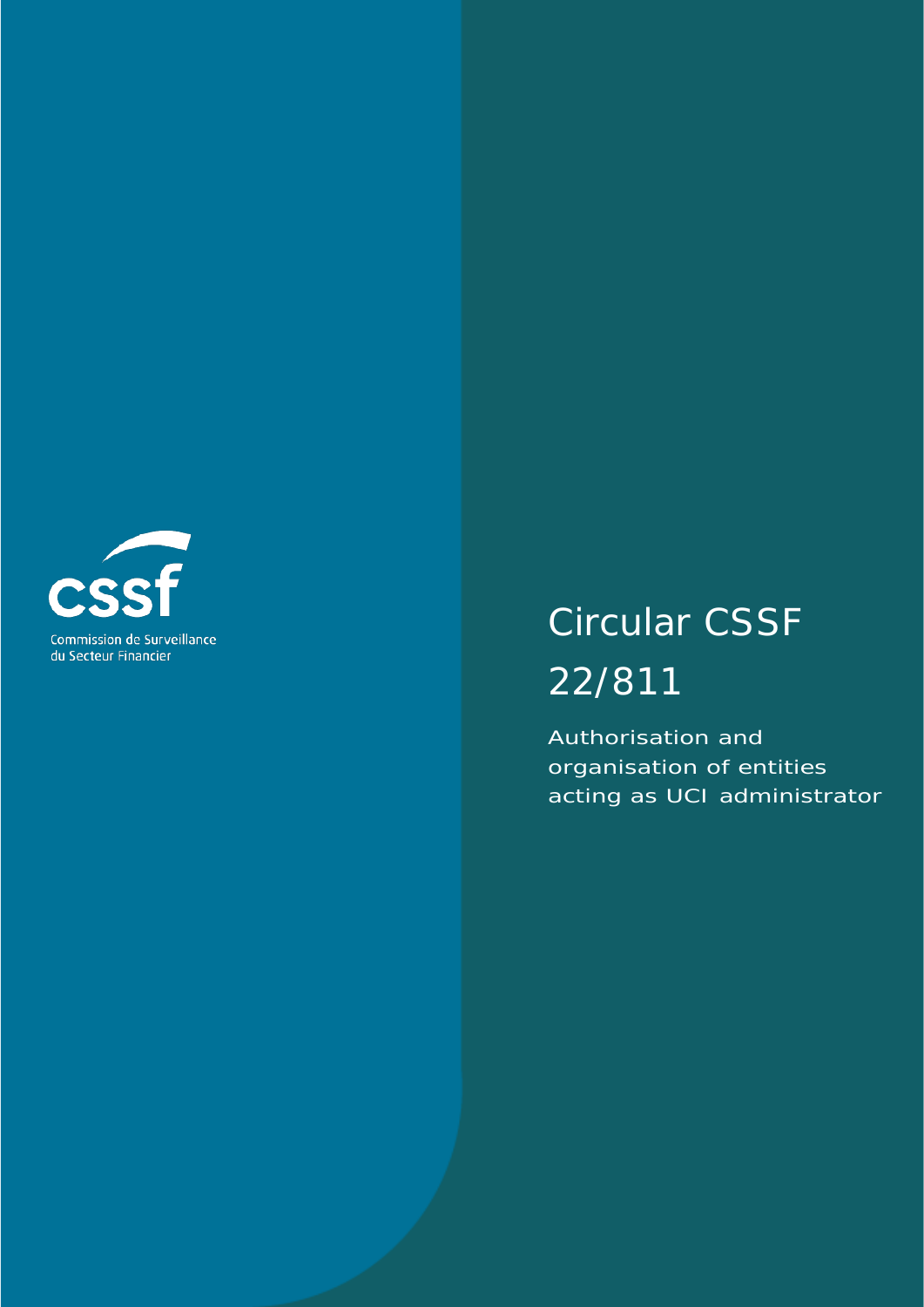cssf

Commission de Surveillance du Secteur Financier

# Circular CSSF 22/811

Authorisation and organisation of entities acting as UCI administrator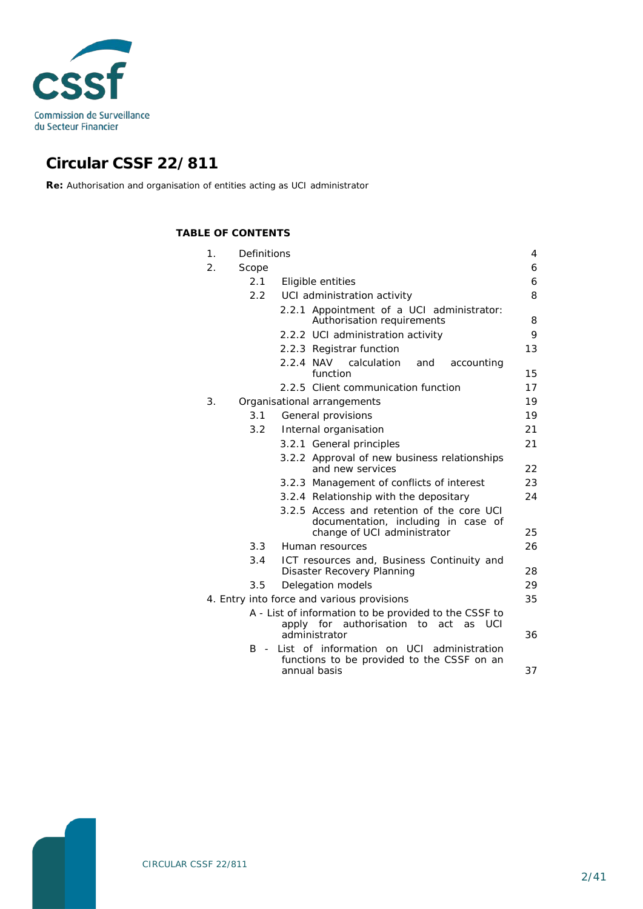# Circular CSSF 22/811

**Re:** Authorisation and organisation of entities acting as UCI administrator

**TABLE OF CONTENTS**

| | | |
|---|---|---|
| 1. | Definitions | 4 |
| 2. | Scope | 6 |
| 2.1 | Eligible entities | 6 |
| 2.2 | UCI administration activity | 8 |
| 2.2.1 | Appointment of a UCI administrator: Authorisation requirements | 8 |
| 2.2.2 | UCI administration activity | 9 |
| 2.2.3 | Registrar function | 13 |
| 2.2.4 | NAV calculation and accounting function | 15 |
| 2.2.5 | Client communication function | 17 |
| 3. | Organisational arrangements | 19 |
| 3.1 | General provisions | 19 |
| 3.2 | Internal organisation | 21 |
| 3.2.1 | General principles | 21 |
| 3.2.2 | Approval of new business relationships and new services | 22 |
| 3.2.3 | Management of conflicts of interest | 23 |
| 3.2.4 | Relationship with the depositary | 24 |
| 3.2.5 | Access and retention of the core UCI documentation, including in case of change of UCI administrator | 25 |
| 3.3 | Human resources | 26 |
| 3.4 | ICT resources and, Business Continuity and Disaster Recovery Planning | 28 |
| 3.5 | Delegation models | 29 |
| 4. | Entry into force and various provisions | 35 |
| A | List of information to be provided to the CSSF to apply for authorisation to act as UCI administrator | 36 |
| B | List of information on UCI administration functions to be provided to the CSSF on an annual basis | 37 |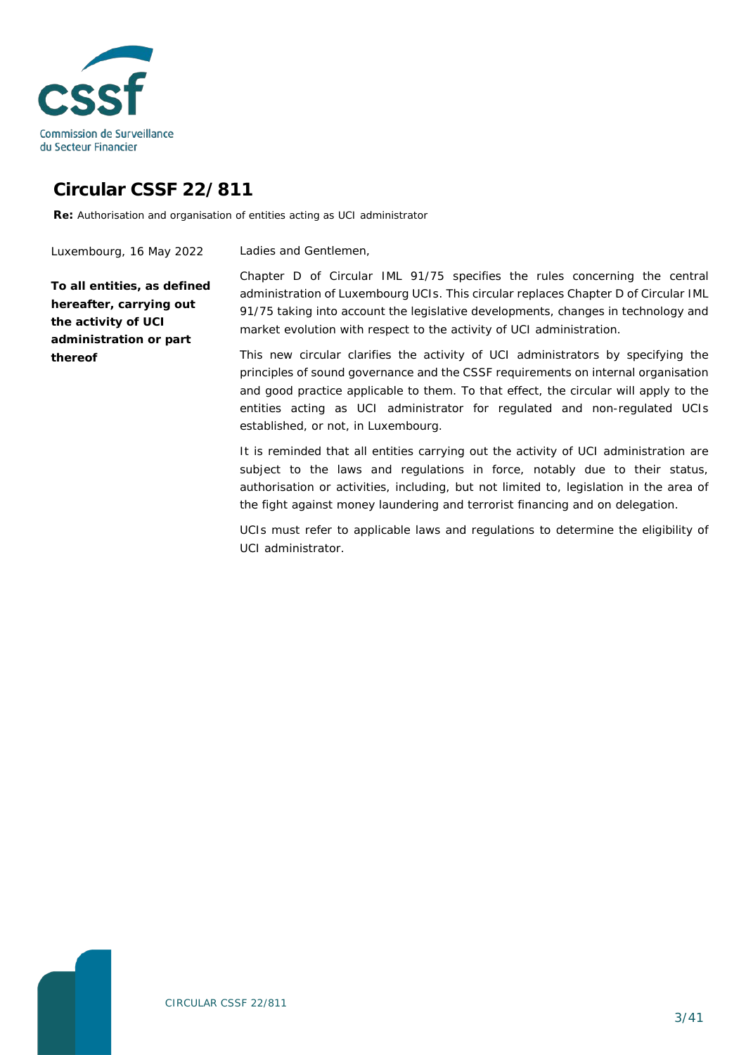# Circular CSSF 22/811

**Re:** Authorisation and organisation of entities acting as UCI administrator

Luxembourg, 16 May 2022

**To all entities, as defined hereafter, carrying out the activity of UCI administration or part thereof**

Ladies and Gentlemen,

Chapter D of Circular IML 91/75 specifies the rules concerning the central administration of Luxembourg UCIs. This circular replaces Chapter D of Circular IML 91/75 taking into account the legislative developments, changes in technology and market evolution with respect to the activity of UCI administration.

This new circular clarifies the activity of UCI administrators by specifying the principles of sound governance and the CSSF requirements on internal organisation and good practice applicable to them. To that effect, the circular will apply to the entities acting as UCI administrator for regulated and non-regulated UCIs established, or not, in Luxembourg.

It is reminded that all entities carrying out the activity of UCI administration are subject to the laws and regulations in force, notably due to their status, authorisation or activities, including, but not limited to, legislation in the area of the fight against money laundering and terrorist financing and on delegation.

UCIs must refer to applicable laws and regulations to determine the eligibility of UCI administrator.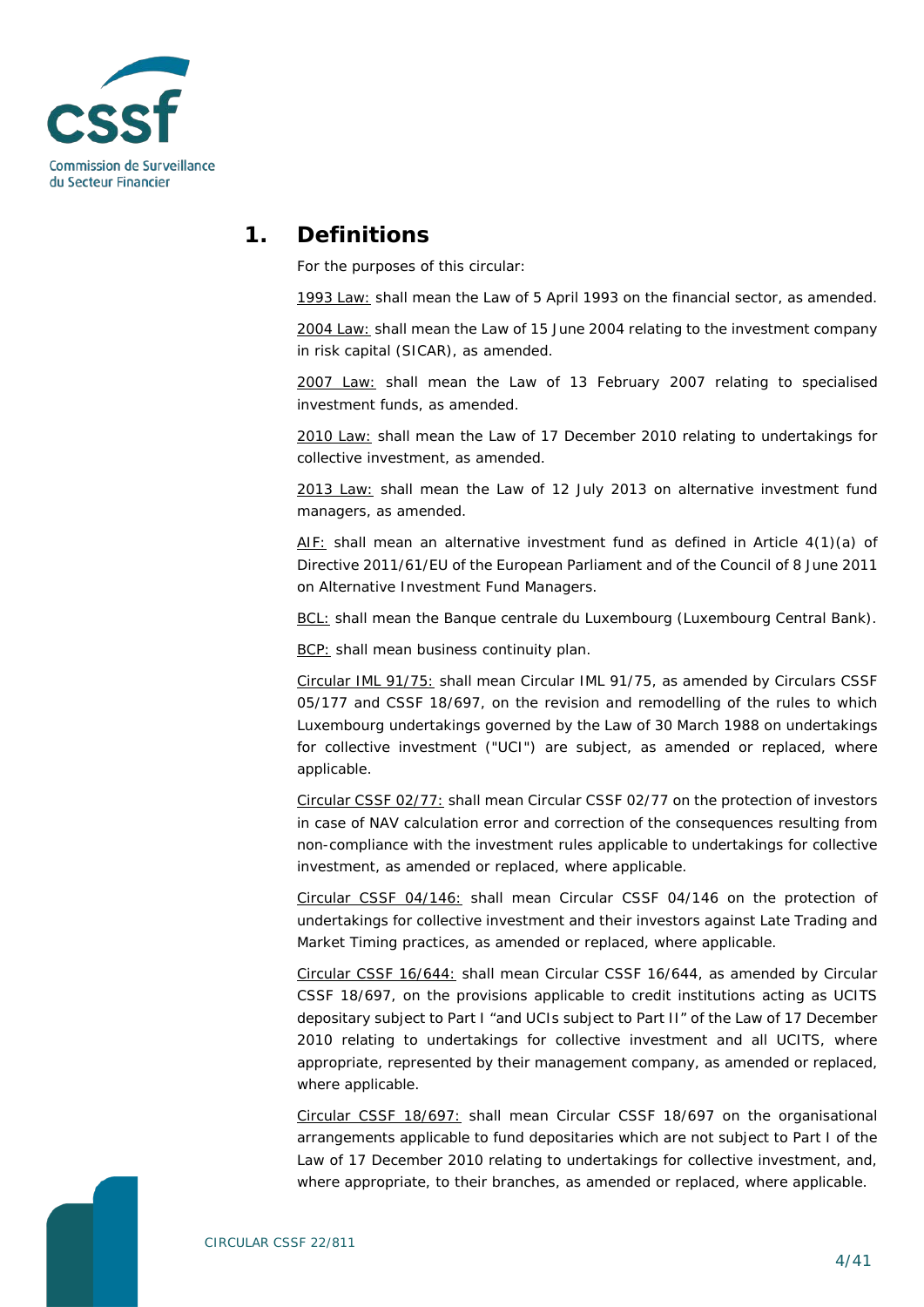# 1. Definitions

For the purposes of this circular:

1993 Law: shall mean the Law of 5 April 1993 on the financial sector, as amended.

2004 Law: shall mean the Law of 15 June 2004 relating to the investment company in risk capital (SICAR), as amended.

2007 Law: shall mean the Law of 13 February 2007 relating to specialised investment funds, as amended.

2010 Law: shall mean the Law of 17 December 2010 relating to undertakings for collective investment, as amended.

2013 Law: shall mean the Law of 12 July 2013 on alternative investment fund managers, as amended.

AIF: shall mean an alternative investment fund as defined in Article 4(1)(a) of Directive 2011/61/EU of the European Parliament and of the Council of 8 June 2011 on Alternative Investment Fund Managers.

BCL: shall mean the Banque centrale du Luxembourg (Luxembourg Central Bank).

BCP: shall mean business continuity plan.

Circular IML 91/75: shall mean Circular IML 91/75, as amended by Circulars CSSF 05/177 and CSSF 18/697, on the revision and remodelling of the rules to which Luxembourg undertakings governed by the Law of 30 March 1988 on undertakings for collective investment ("UCI") are subject, as amended or replaced, where applicable.

Circular CSSF 02/77: shall mean Circular CSSF 02/77 on the protection of investors in case of NAV calculation error and correction of the consequences resulting from non-compliance with the investment rules applicable to undertakings for collective investment, as amended or replaced, where applicable.

Circular CSSF 04/146: shall mean Circular CSSF 04/146 on the protection of undertakings for collective investment and their investors against Late Trading and Market Timing practices, as amended or replaced, where applicable.

Circular CSSF 16/644: shall mean Circular CSSF 16/644, as amended by Circular CSSF 18/697, on the provisions applicable to credit institutions acting as UCITS depositary subject to Part I "and UCIs subject to Part II" of the Law of 17 December 2010 relating to undertakings for collective investment and all UCITS, where appropriate, represented by their management company, as amended or replaced, where applicable.

Circular CSSF 18/697: shall mean Circular CSSF 18/697 on the organisational arrangements applicable to fund depositaries which are not subject to Part I of the Law of 17 December 2010 relating to undertakings for collective investment, and, where appropriate, to their branches, as amended or replaced, where applicable.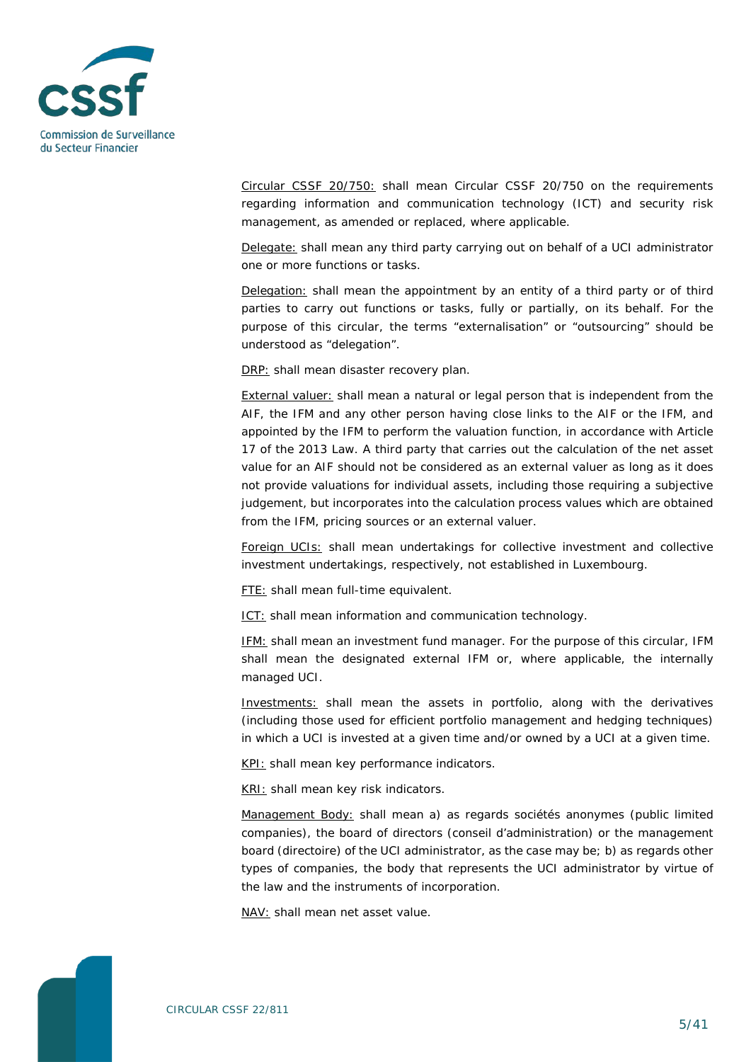Circular CSSF 20/750: shall mean Circular CSSF 20/750 on the requirements regarding information and communication technology (ICT) and security risk management, as amended or replaced, where applicable.

Delegate: shall mean any third party carrying out on behalf of a UCI administrator one or more functions or tasks.

Delegation: shall mean the appointment by an entity of a third party or of third parties to carry out functions or tasks, fully or partially, on its behalf. For the purpose of this circular, the terms "externalisation" or "outsourcing" should be understood as "delegation".

DRP: shall mean disaster recovery plan.

External valuer: shall mean a natural or legal person that is independent from the AIF, the IFM and any other person having close links to the AIF or the IFM, and appointed by the IFM to perform the valuation function, in accordance with Article 17 of the 2013 Law. A third party that carries out the calculation of the net asset value for an AIF should not be considered as an external valuer as long as it does not provide valuations for individual assets, including those requiring a subjective judgement, but incorporates into the calculation process values which are obtained from the IFM, pricing sources or an external valuer.

Foreign UCIs: shall mean undertakings for collective investment and collective investment undertakings, respectively, not established in Luxembourg.

FTE: shall mean full-time equivalent.

ICT: shall mean information and communication technology.

IFM: shall mean an investment fund manager. For the purpose of this circular, IFM shall mean the designated external IFM or, where applicable, the internally managed UCI.

Investments: shall mean the assets in portfolio, along with the derivatives (including those used for efficient portfolio management and hedging techniques) in which a UCI is invested at a given time and/or owned by a UCI at a given time.

KPI: shall mean key performance indicators.

KRI: shall mean key risk indicators.

Management Body: shall mean a) as regards sociétés anonymes (public limited companies), the board of directors (conseil d'administration) or the management board (directoire) of the UCI administrator, as the case may be; b) as regards other types of companies, the body that represents the UCI administrator by virtue of the law and the instruments of incorporation.

NAV: shall mean net asset value.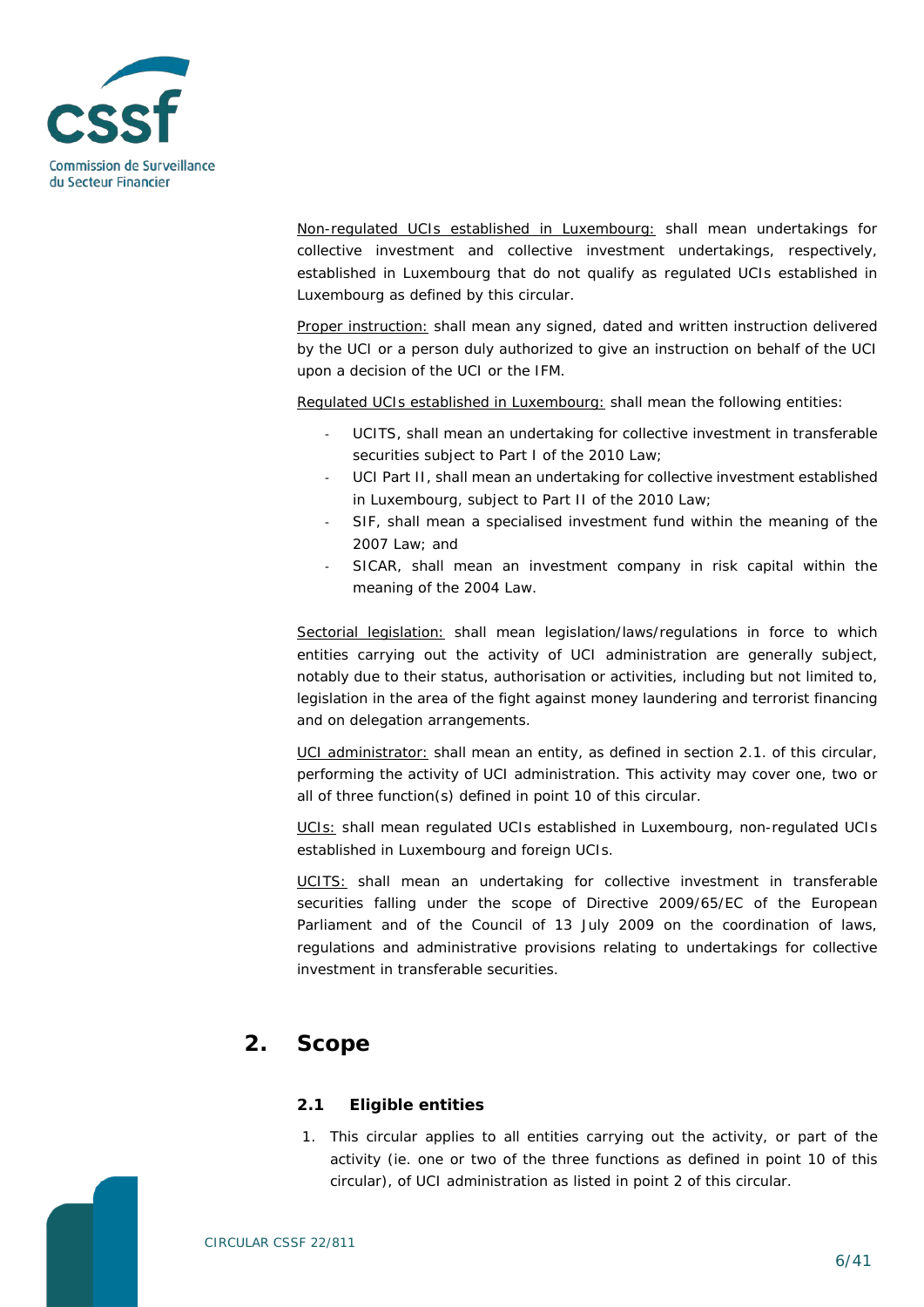Non-regulated UCIs established in Luxembourg: shall mean undertakings for collective investment and collective investment undertakings, respectively, established in Luxembourg that do not qualify as regulated UCIs established in Luxembourg as defined by this circular.

Proper instruction: shall mean any signed, dated and written instruction delivered by the UCI or a person duly authorized to give an instruction on behalf of the UCI upon a decision of the UCI or the IFM.

Regulated UCIs established in Luxembourg: shall mean the following entities:

- UCITS, shall mean an undertaking for collective investment in transferable securities subject to Part I of the 2010 Law;
- UCI Part II, shall mean an undertaking for collective investment established in Luxembourg, subject to Part II of the 2010 Law;
- SIF, shall mean a specialised investment fund within the meaning of the 2007 Law; and
- SICAR, shall mean an investment company in risk capital within the meaning of the 2004 Law.

Sectorial legislation: shall mean legislation/laws/regulations in force to which entities carrying out the activity of UCI administration are generally subject, notably due to their status, authorisation or activities, including but not limited to, legislation in the area of the fight against money laundering and terrorist financing and on delegation arrangements.

UCI administrator: shall mean an entity, as defined in section 2.1. of this circular, performing the activity of UCI administration. This activity may cover one, two or all of three function(s) defined in point 10 of this circular.

UCIs: shall mean regulated UCIs established in Luxembourg, non-regulated UCIs established in Luxembourg and foreign UCIs.

UCITS: shall mean an undertaking for collective investment in transferable securities falling under the scope of Directive 2009/65/EC of the European Parliament and of the Council of 13 July 2009 on the coordination of laws, regulations and administrative provisions relating to undertakings for collective investment in transferable securities.

# 2. Scope

## 2.1 Eligible entities

1. This circular applies to all entities carrying out the activity, or part of the activity (ie. one or two of the three functions as defined in point 10 of this circular), of UCI administration as listed in point 2 of this circular.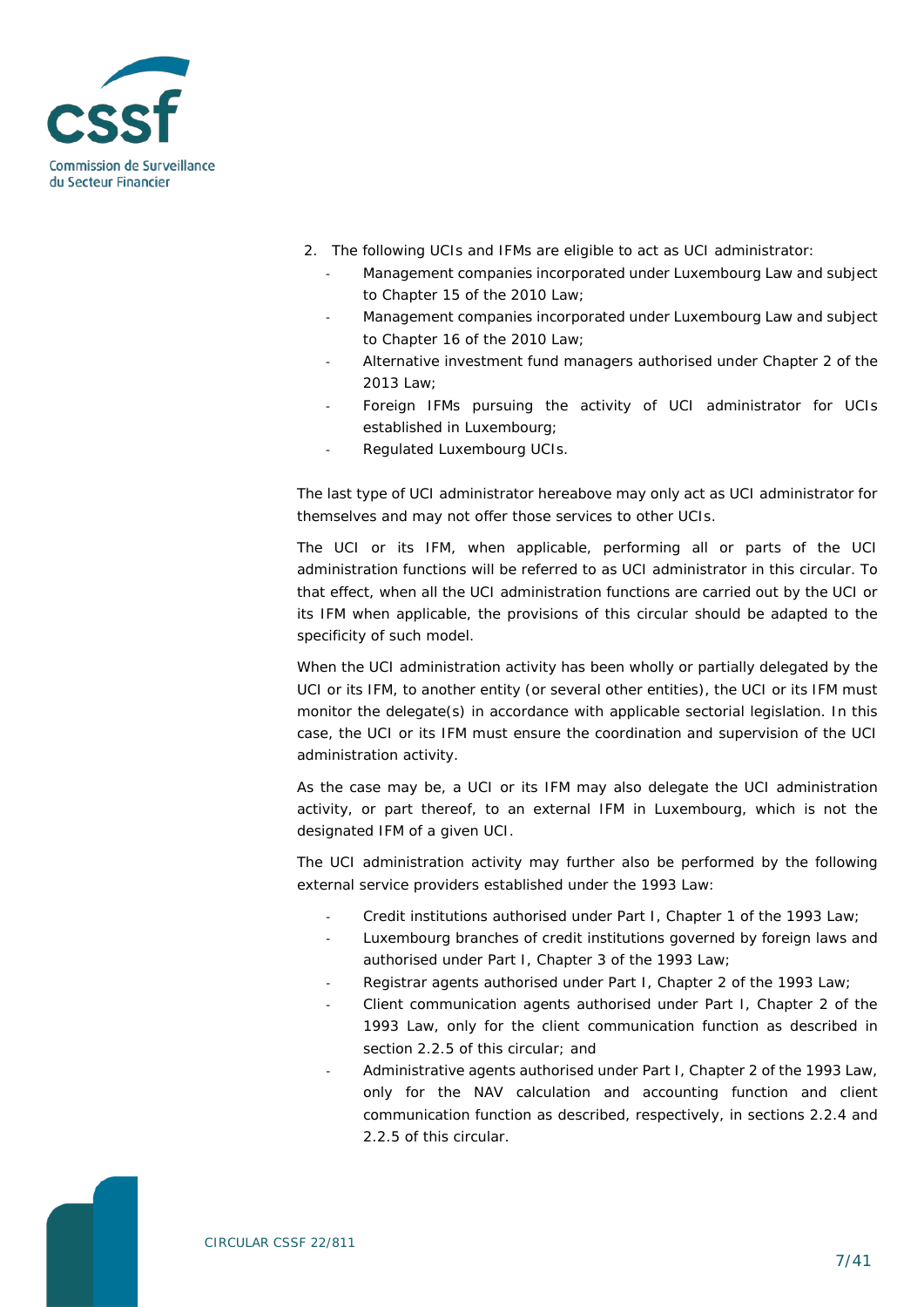2. The following UCIs and IFMs are eligible to act as UCI administrator:
    - Management companies incorporated under Luxembourg Law and subject to Chapter 15 of the 2010 Law;
    - Management companies incorporated under Luxembourg Law and subject to Chapter 16 of the 2010 Law;
    - Alternative investment fund managers authorised under Chapter 2 of the 2013 Law;
    - Foreign IFMs pursuing the activity of UCI administrator for UCIs established in Luxembourg;
    - Regulated Luxembourg UCIs.

The last type of UCI administrator hereabove may only act as UCI administrator for themselves and may not offer those services to other UCIs.

The UCI or its IFM, when applicable, performing all or parts of the UCI administration functions will be referred to as UCI administrator in this circular. To that effect, when all the UCI administration functions are carried out by the UCI or its IFM when applicable, the provisions of this circular should be adapted to the specificity of such model.

When the UCI administration activity has been wholly or partially delegated by the UCI or its IFM, to another entity (or several other entities), the UCI or its IFM must monitor the delegate(s) in accordance with applicable sectorial legislation. In this case, the UCI or its IFM must ensure the coordination and supervision of the UCI administration activity.

As the case may be, a UCI or its IFM may also delegate the UCI administration activity, or part thereof, to an external IFM in Luxembourg, which is not the designated IFM of a given UCI.

The UCI administration activity may further also be performed by the following external service providers established under the 1993 Law:

- Credit institutions authorised under Part I, Chapter 1 of the 1993 Law;
- Luxembourg branches of credit institutions governed by foreign laws and authorised under Part I, Chapter 3 of the 1993 Law;
- Registrar agents authorised under Part I, Chapter 2 of the 1993 Law;
- Client communication agents authorised under Part I, Chapter 2 of the 1993 Law, only for the client communication function as described in section 2.2.5 of this circular; and
- Administrative agents authorised under Part I, Chapter 2 of the 1993 Law, only for the NAV calculation and accounting function and client communication function as described, respectively, in sections 2.2.4 and 2.2.5 of this circular.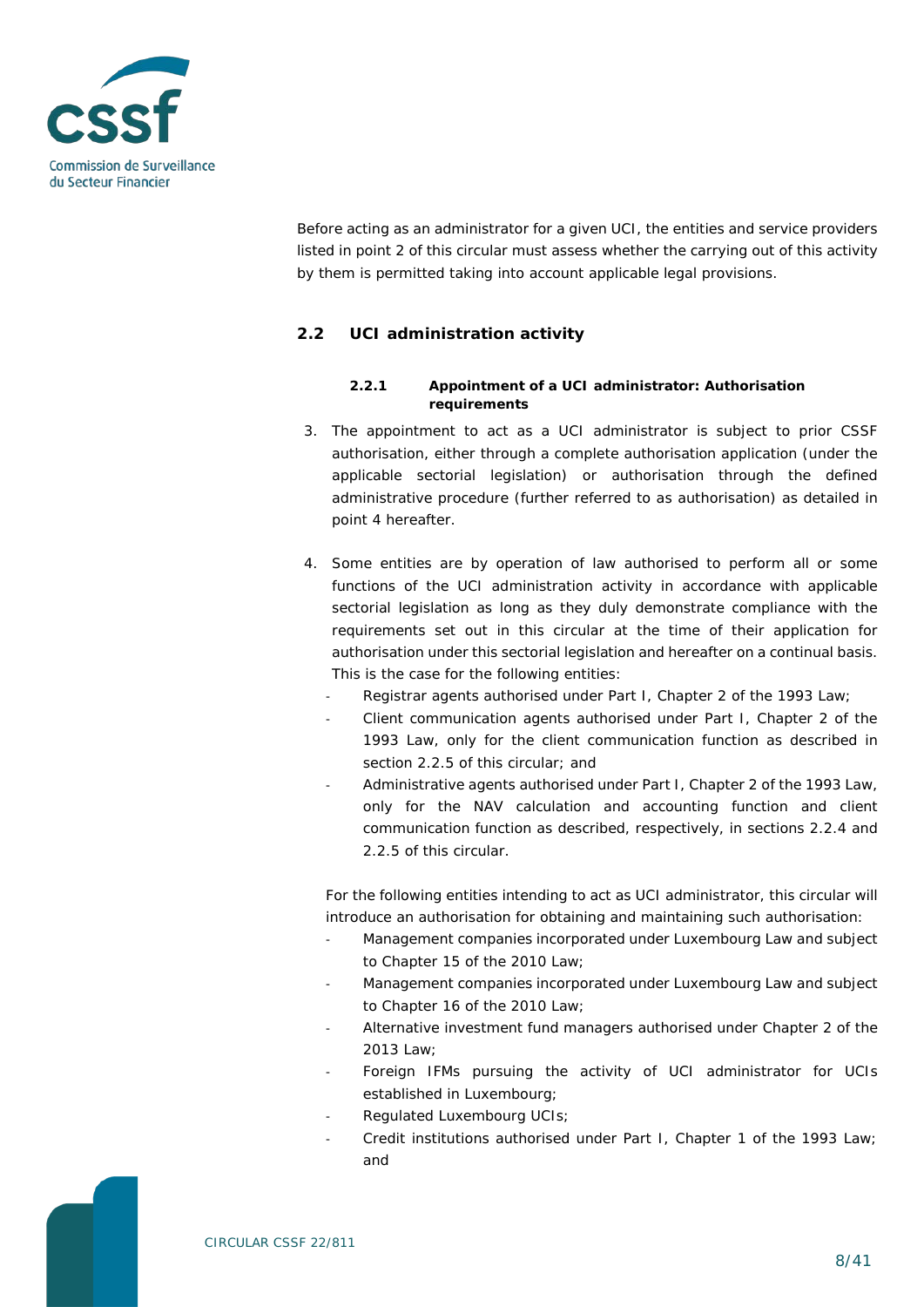Before acting as an administrator for a given UCI, the entities and service providers listed in point 2 of this circular must assess whether the carrying out of this activity by them is permitted taking into account applicable legal provisions.

## 2.2 UCI administration activity

### 2.2.1 Appointment of a UCI administrator: Authorisation requirements

3. The appointment to act as a UCI administrator is subject to prior CSSF authorisation, either through a complete authorisation application (under the applicable sectorial legislation) or authorisation through the defined administrative procedure (further referred to as authorisation) as detailed in point 4 hereafter.

4. Some entities are by operation of law authorised to perform all or some functions of the UCI administration activity in accordance with applicable sectorial legislation as long as they duly demonstrate compliance with the requirements set out in this circular at the time of their application for authorisation under this sectorial legislation and hereafter on a continual basis. This is the case for the following entities:
   - Registrar agents authorised under Part I, Chapter 2 of the 1993 Law;
   - Client communication agents authorised under Part I, Chapter 2 of the 1993 Law, only for the client communication function as described in section 2.2.5 of this circular; and
   - Administrative agents authorised under Part I, Chapter 2 of the 1993 Law, only for the NAV calculation and accounting function and client communication function as described, respectively, in sections 2.2.4 and 2.2.5 of this circular.

   For the following entities intending to act as UCI administrator, this circular will introduce an authorisation for obtaining and maintaining such authorisation:
   - Management companies incorporated under Luxembourg Law and subject to Chapter 15 of the 2010 Law;
   - Management companies incorporated under Luxembourg Law and subject to Chapter 16 of the 2010 Law;
   - Alternative investment fund managers authorised under Chapter 2 of the 2013 Law;
   - Foreign IFMs pursuing the activity of UCI administrator for UCIs established in Luxembourg;
   - Regulated Luxembourg UCIs;
   - Credit institutions authorised under Part I, Chapter 1 of the 1993 Law; and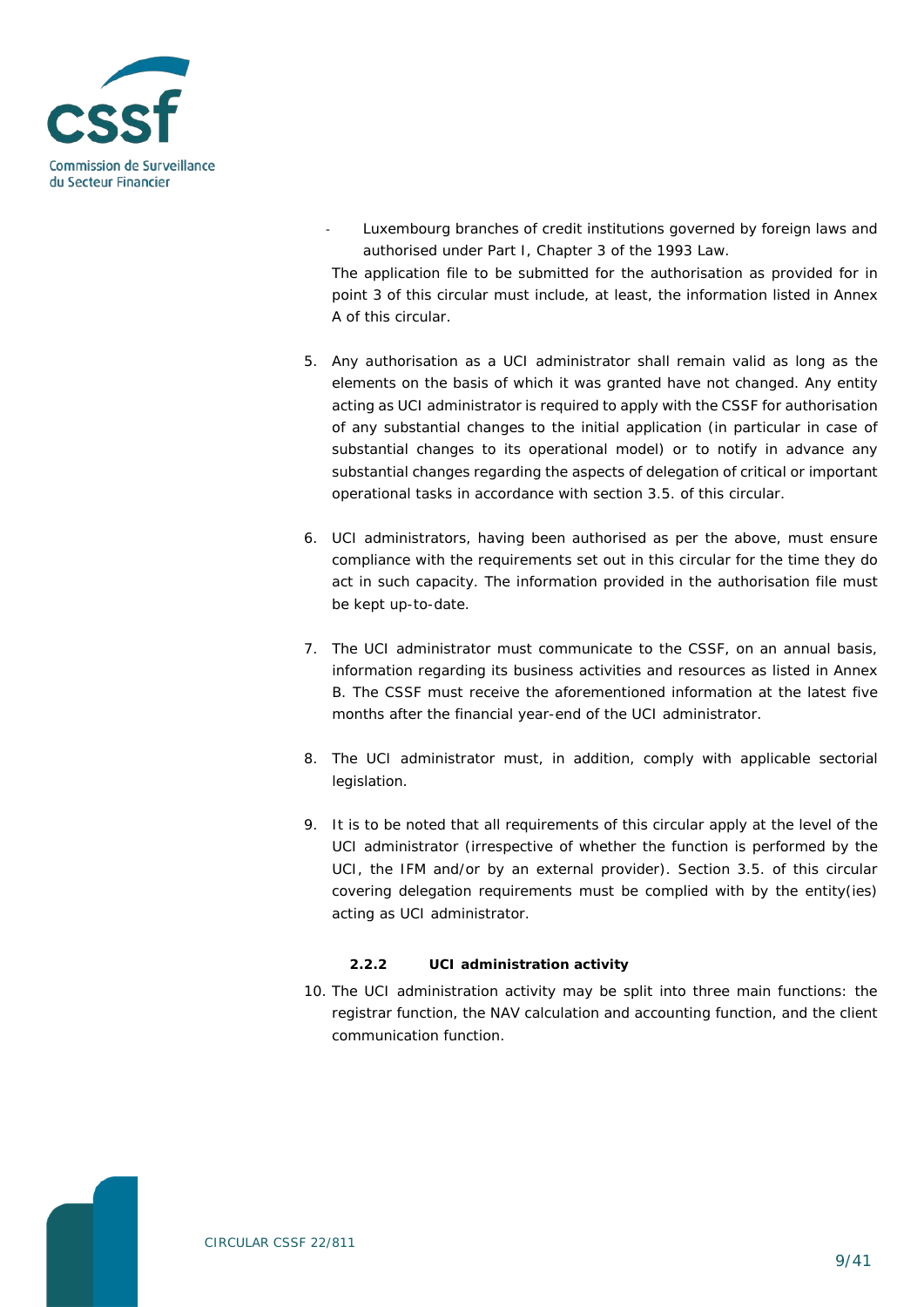- Luxembourg branches of credit institutions governed by foreign laws and authorised under Part I, Chapter 3 of the 1993 Law.

The application file to be submitted for the authorisation as provided for in point 3 of this circular must include, at least, the information listed in Annex A of this circular.

5. Any authorisation as a UCI administrator shall remain valid as long as the elements on the basis of which it was granted have not changed. Any entity acting as UCI administrator is required to apply with the CSSF for authorisation of any substantial changes to the initial application (in particular in case of substantial changes to its operational model) or to notify in advance any substantial changes regarding the aspects of delegation of critical or important operational tasks in accordance with section 3.5. of this circular.

6. UCI administrators, having been authorised as per the above, must ensure compliance with the requirements set out in this circular for the time they do act in such capacity. The information provided in the authorisation file must be kept up-to-date.

7. The UCI administrator must communicate to the CSSF, on an annual basis, information regarding its business activities and resources as listed in Annex B. The CSSF must receive the aforementioned information at the latest five months after the financial year-end of the UCI administrator.

8. The UCI administrator must, in addition, comply with applicable sectorial legislation.

9. It is to be noted that all requirements of this circular apply at the level of the UCI administrator (irrespective of whether the function is performed by the UCI, the IFM and/or by an external provider). Section 3.5. of this circular covering delegation requirements must be complied with by the entity(ies) acting as UCI administrator.

#### 2.2.2 UCI administration activity

10. The UCI administration activity may be split into three main functions: the registrar function, the NAV calculation and accounting function, and the client communication function.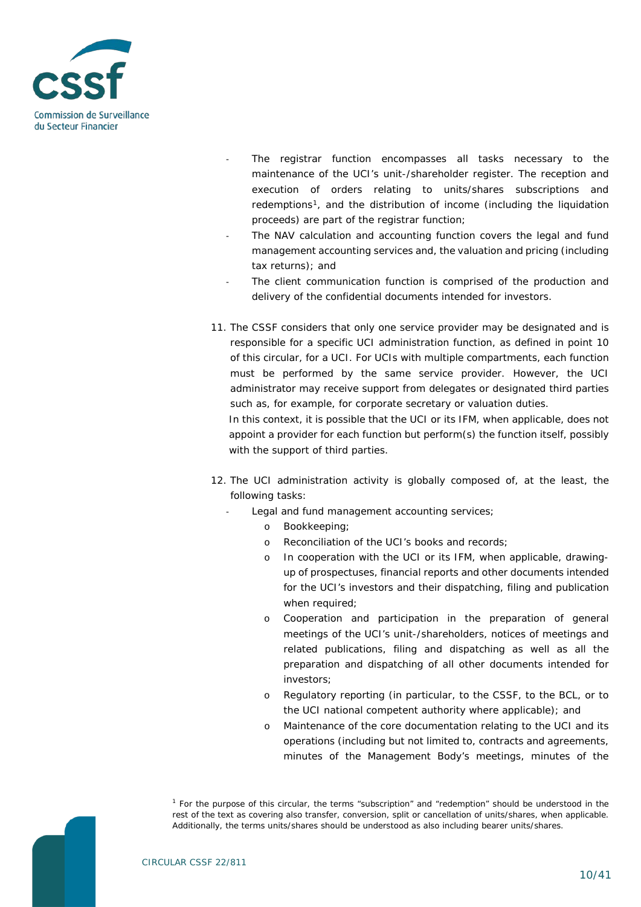- The registrar function encompasses all tasks necessary to the maintenance of the UCI's unit-/shareholder register. The reception and execution of orders relating to units/shares subscriptions and redemptions[1], and the distribution of income (including the liquidation proceeds) are part of the registrar function;
- The NAV calculation and accounting function covers the legal and fund management accounting services and, the valuation and pricing (including tax returns); and
- The client communication function is comprised of the production and delivery of the confidential documents intended for investors.

11. The CSSF considers that only one service provider may be designated and is responsible for a specific UCI administration function, as defined in point 10 of this circular, for a UCI. For UCIs with multiple compartments, each function must be performed by the same service provider. However, the UCI administrator may receive support from delegates or designated third parties such as, for example, for corporate secretary or valuation duties.

    In this context, it is possible that the UCI or its IFM, when applicable, does not appoint a provider for each function but perform(s) the function itself, possibly with the support of third parties.

12. The UCI administration activity is globally composed of, at the least, the following tasks:
    - Legal and fund management accounting services;
        - Bookkeeping;
        - Reconciliation of the UCI's books and records;
        - In cooperation with the UCI or its IFM, when applicable, drawing-up of prospectuses, financial reports and other documents intended for the UCI's investors and their dispatching, filing and publication when required;
        - Cooperation and participation in the preparation of general meetings of the UCI's unit-/shareholders, notices of meetings and related publications, filing and dispatching as well as all the preparation and dispatching of all other documents intended for investors;
        - Regulatory reporting (in particular, to the CSSF, to the BCL, or to the UCI national competent authority where applicable); and
        - Maintenance of the core documentation relating to the UCI and its operations (including but not limited to, contracts and agreements, minutes of the Management Body's meetings, minutes of the

[1] For the purpose of this circular, the terms "subscription" and "redemption" should be understood in the rest of the text as covering also transfer, conversion, split or cancellation of units/shares, when applicable. Additionally, the terms units/shares should be understood as also including bearer units/shares.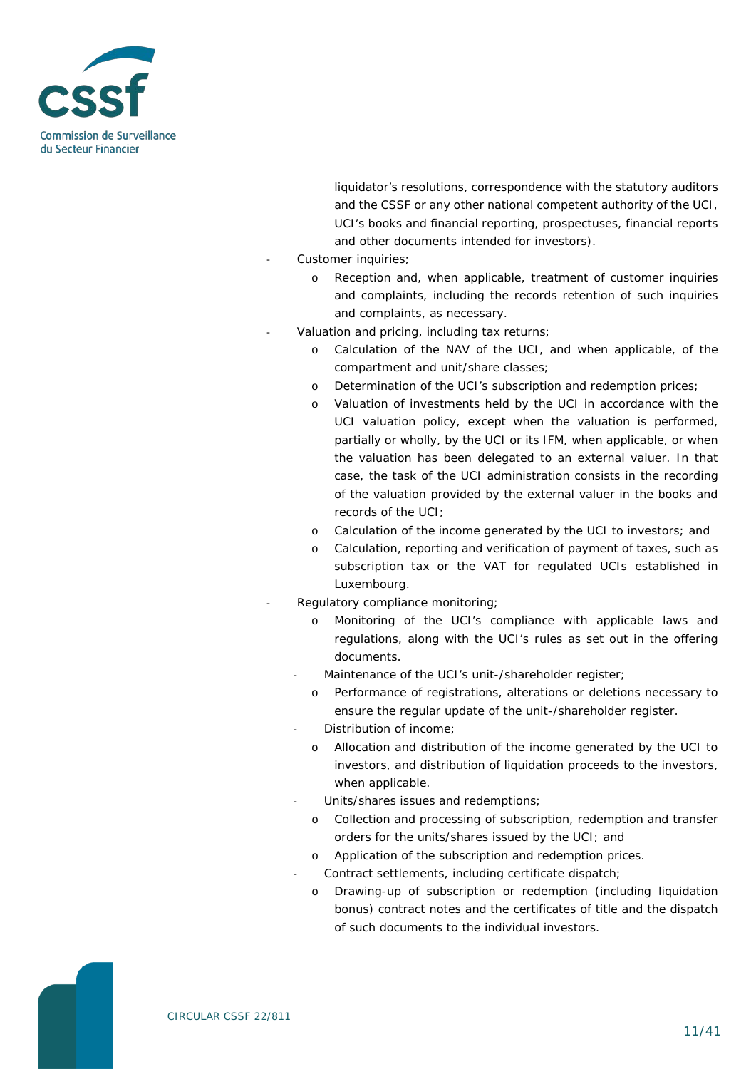liquidator's resolutions, correspondence with the statutory auditors and the CSSF or any other national competent authority of the UCI, UCI's books and financial reporting, prospectuses, financial reports and other documents intended for investors).

- Customer inquiries;
  - Reception and, when applicable, treatment of customer inquiries and complaints, including the records retention of such inquiries and complaints, as necessary.
- Valuation and pricing, including tax returns;
  - Calculation of the NAV of the UCI, and when applicable, of the compartment and unit/share classes;
  - Determination of the UCI's subscription and redemption prices;
  - Valuation of investments held by the UCI in accordance with the UCI valuation policy, except when the valuation is performed, partially or wholly, by the UCI or its IFM, when applicable, or when the valuation has been delegated to an external valuer. In that case, the task of the UCI administration consists in the recording of the valuation provided by the external valuer in the books and records of the UCI;
  - Calculation of the income generated by the UCI to investors; and
  - Calculation, reporting and verification of payment of taxes, such as subscription tax or the VAT for regulated UCIs established in Luxembourg.
- Regulatory compliance monitoring;
  - Monitoring of the UCI's compliance with applicable laws and regulations, along with the UCI's rules as set out in the offering documents.
- Maintenance of the UCI's unit-/shareholder register;
  - Performance of registrations, alterations or deletions necessary to ensure the regular update of the unit-/shareholder register.
- Distribution of income;
  - Allocation and distribution of the income generated by the UCI to investors, and distribution of liquidation proceeds to the investors, when applicable.
- Units/shares issues and redemptions;
  - Collection and processing of subscription, redemption and transfer orders for the units/shares issued by the UCI; and
  - Application of the subscription and redemption prices.
- Contract settlements, including certificate dispatch;
  - Drawing-up of subscription or redemption (including liquidation bonus) contract notes and the certificates of title and the dispatch of such documents to the individual investors.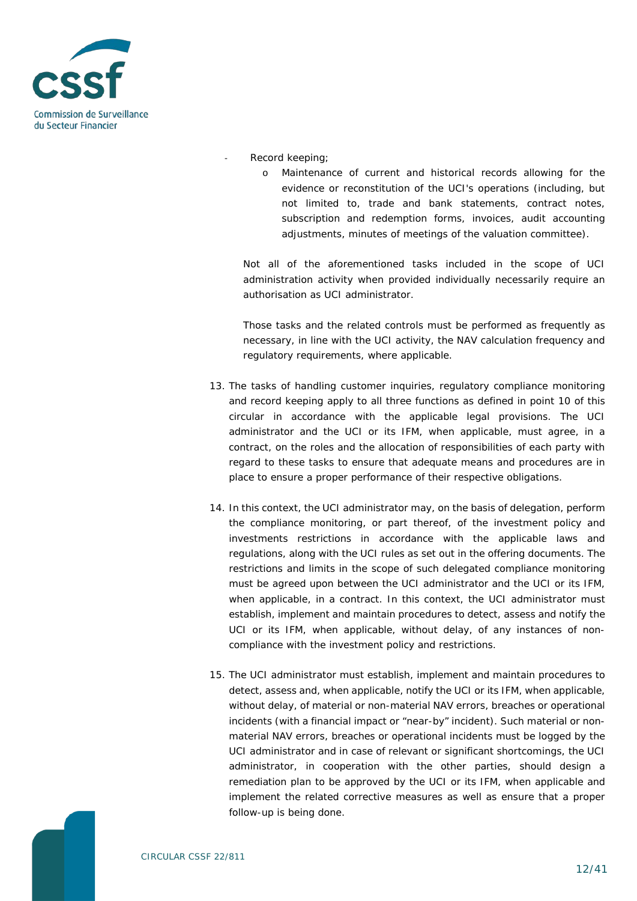- Record keeping;
  - Maintenance of current and historical records allowing for the evidence or reconstitution of the UCI's operations (including, but not limited to, trade and bank statements, contract notes, subscription and redemption forms, invoices, audit accounting adjustments, minutes of meetings of the valuation committee).

Not all of the aforementioned tasks included in the scope of UCI administration activity when provided individually necessarily require an authorisation as UCI administrator.

Those tasks and the related controls must be performed as frequently as necessary, in line with the UCI activity, the NAV calculation frequency and regulatory requirements, where applicable.

13. The tasks of handling customer inquiries, regulatory compliance monitoring and record keeping apply to all three functions as defined in point 10 of this circular in accordance with the applicable legal provisions. The UCI administrator and the UCI or its IFM, when applicable, must agree, in a contract, on the roles and the allocation of responsibilities of each party with regard to these tasks to ensure that adequate means and procedures are in place to ensure a proper performance of their respective obligations.

14. In this context, the UCI administrator may, on the basis of delegation, perform the compliance monitoring, or part thereof, of the investment policy and investments restrictions in accordance with the applicable laws and regulations, along with the UCI rules as set out in the offering documents. The restrictions and limits in the scope of such delegated compliance monitoring must be agreed upon between the UCI administrator and the UCI or its IFM, when applicable, in a contract. In this context, the UCI administrator must establish, implement and maintain procedures to detect, assess and notify the UCI or its IFM, when applicable, without delay, of any instances of non-compliance with the investment policy and restrictions.

15. The UCI administrator must establish, implement and maintain procedures to detect, assess and, when applicable, notify the UCI or its IFM, when applicable, without delay, of material or non-material NAV errors, breaches or operational incidents (with a financial impact or "near-by" incident). Such material or non-material NAV errors, breaches or operational incidents must be logged by the UCI administrator and in case of relevant or significant shortcomings, the UCI administrator, in cooperation with the other parties, should design a remediation plan to be approved by the UCI or its IFM, when applicable and implement the related corrective measures as well as ensure that a proper follow-up is being done.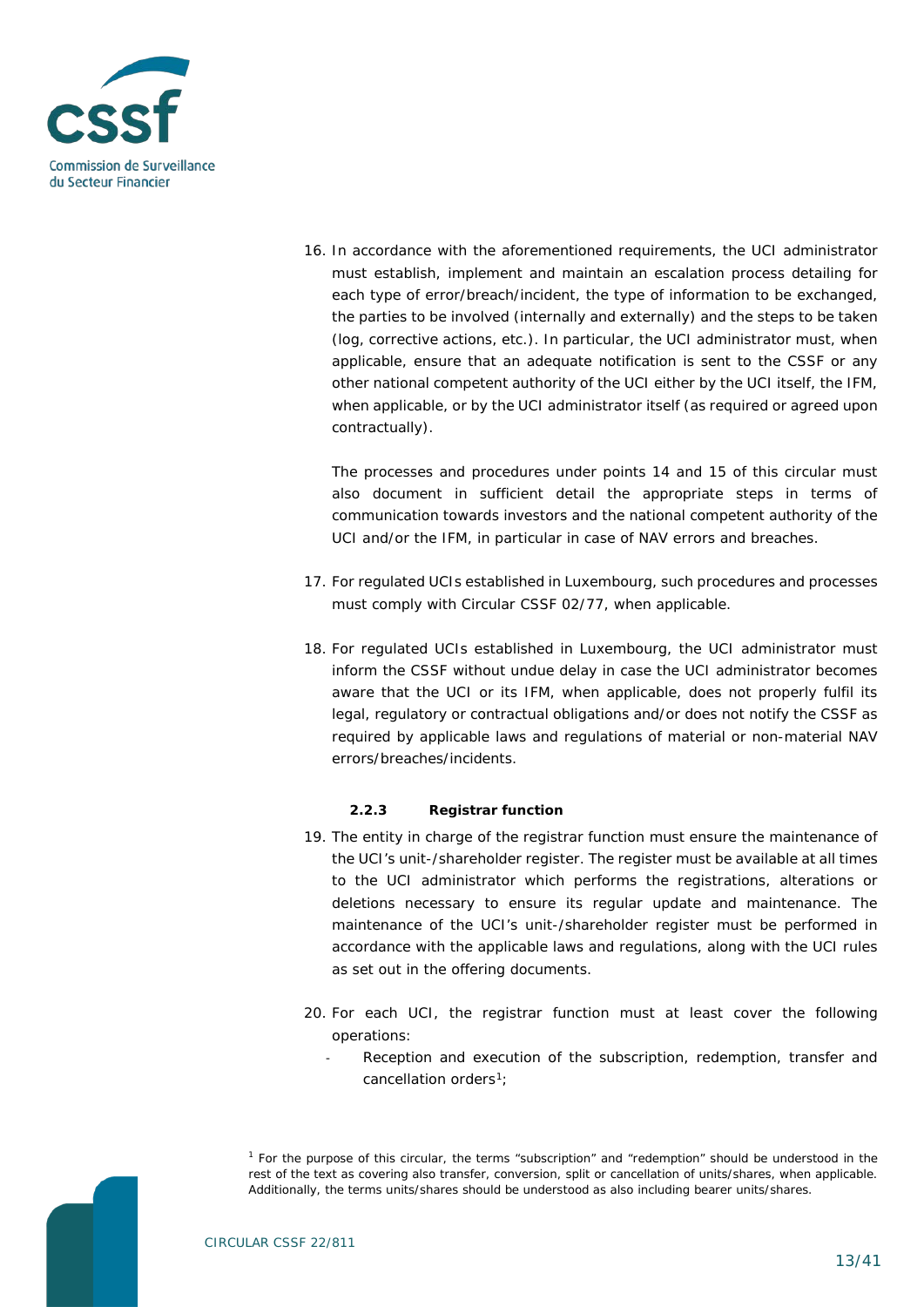16. In accordance with the aforementioned requirements, the UCI administrator must establish, implement and maintain an escalation process detailing for each type of error/breach/incident, the type of information to be exchanged, the parties to be involved (internally and externally) and the steps to be taken (log, corrective actions, etc.). In particular, the UCI administrator must, when applicable, ensure that an adequate notification is sent to the CSSF or any other national competent authority of the UCI either by the UCI itself, the IFM, when applicable, or by the UCI administrator itself (as required or agreed upon contractually).

    The processes and procedures under points 14 and 15 of this circular must also document in sufficient detail the appropriate steps in terms of communication towards investors and the national competent authority of the UCI and/or the IFM, in particular in case of NAV errors and breaches.

17. For regulated UCIs established in Luxembourg, such procedures and processes must comply with Circular CSSF 02/77, when applicable.

18. For regulated UCIs established in Luxembourg, the UCI administrator must inform the CSSF without undue delay in case the UCI administrator becomes aware that the UCI or its IFM, when applicable, does not properly fulfil its legal, regulatory or contractual obligations and/or does not notify the CSSF as required by applicable laws and regulations of material or non-material NAV errors/breaches/incidents.

#### 2.2.3 Registrar function

19. The entity in charge of the registrar function must ensure the maintenance of the UCI's unit-/shareholder register. The register must be available at all times to the UCI administrator which performs the registrations, alterations or deletions necessary to ensure its regular update and maintenance. The maintenance of the UCI's unit-/shareholder register must be performed in accordance with the applicable laws and regulations, along with the UCI rules as set out in the offering documents.

20. For each UCI, the registrar function must at least cover the following operations:
    - Reception and execution of the subscription, redemption, transfer and cancellation orders[1];

[1] For the purpose of this circular, the terms "subscription" and "redemption" should be understood in the rest of the text as covering also transfer, conversion, split or cancellation of units/shares, when applicable. Additionally, the terms units/shares should be understood as also including bearer units/shares.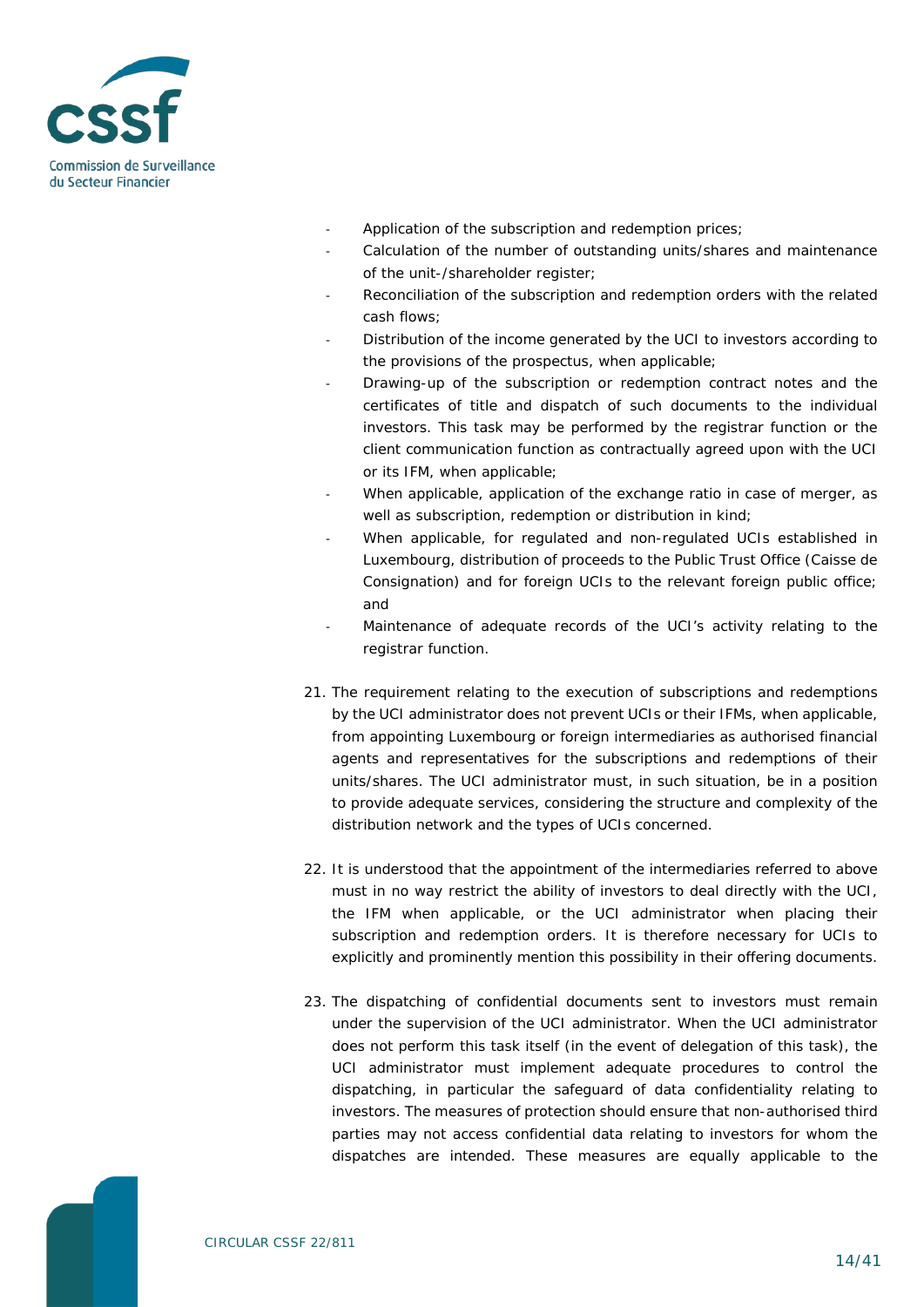- Application of the subscription and redemption prices;
- Calculation of the number of outstanding units/shares and maintenance of the unit-/shareholder register;
- Reconciliation of the subscription and redemption orders with the related cash flows;
- Distribution of the income generated by the UCI to investors according to the provisions of the prospectus, when applicable;
- Drawing-up of the subscription or redemption contract notes and the certificates of title and dispatch of such documents to the individual investors. This task may be performed by the registrar function or the client communication function as contractually agreed upon with the UCI or its IFM, when applicable;
- When applicable, application of the exchange ratio in case of merger, as well as subscription, redemption or distribution in kind;
- When applicable, for regulated and non-regulated UCIs established in Luxembourg, distribution of proceeds to the Public Trust Office (Caisse de Consignation) and for foreign UCIs to the relevant foreign public office; and
- Maintenance of adequate records of the UCI's activity relating to the registrar function.

21. The requirement relating to the execution of subscriptions and redemptions by the UCI administrator does not prevent UCIs or their IFMs, when applicable, from appointing Luxembourg or foreign intermediaries as authorised financial agents and representatives for the subscriptions and redemptions of their units/shares. The UCI administrator must, in such situation, be in a position to provide adequate services, considering the structure and complexity of the distribution network and the types of UCIs concerned.

22. It is understood that the appointment of the intermediaries referred to above must in no way restrict the ability of investors to deal directly with the UCI, the IFM when applicable, or the UCI administrator when placing their subscription and redemption orders. It is therefore necessary for UCIs to explicitly and prominently mention this possibility in their offering documents.

23. The dispatching of confidential documents sent to investors must remain under the supervision of the UCI administrator. When the UCI administrator does not perform this task itself (in the event of delegation of this task), the UCI administrator must implement adequate procedures to control the dispatching, in particular the safeguard of data confidentiality relating to investors. The measures of protection should ensure that non-authorised third parties may not access confidential data relating to investors for whom the dispatches are intended. These measures are equally applicable to the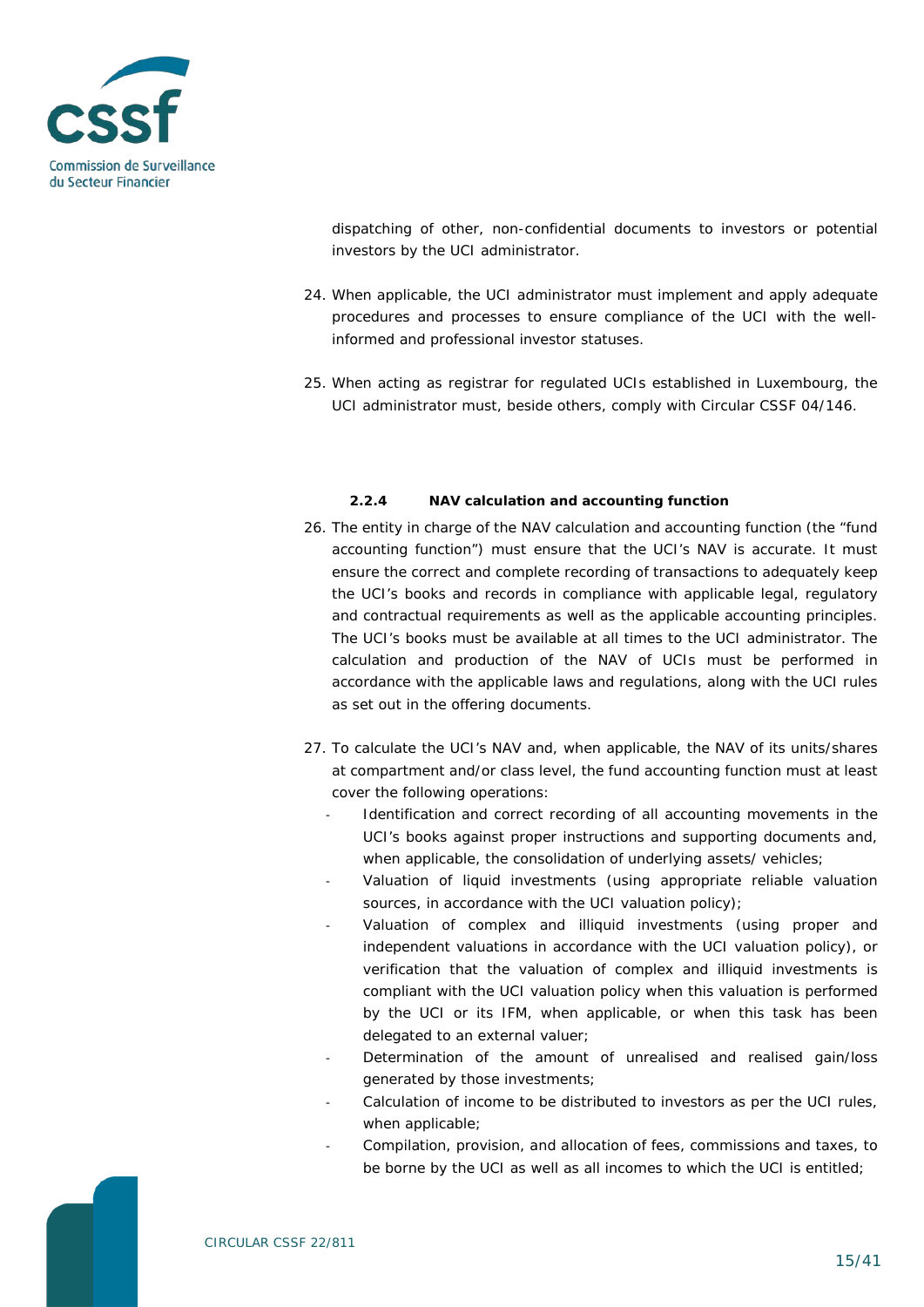dispatching of other, non-confidential documents to investors or potential investors by the UCI administrator.

24. When applicable, the UCI administrator must implement and apply adequate procedures and processes to ensure compliance of the UCI with the well-informed and professional investor statuses.

25. When acting as registrar for regulated UCIs established in Luxembourg, the UCI administrator must, beside others, comply with Circular CSSF 04/146.

#### 2.2.4 NAV calculation and accounting function

26. The entity in charge of the NAV calculation and accounting function (the "fund accounting function") must ensure that the UCI's NAV is accurate. It must ensure the correct and complete recording of transactions to adequately keep the UCI's books and records in compliance with applicable legal, regulatory and contractual requirements as well as the applicable accounting principles. The UCI's books must be available at all times to the UCI administrator. The calculation and production of the NAV of UCIs must be performed in accordance with the applicable laws and regulations, along with the UCI rules as set out in the offering documents.

27. To calculate the UCI's NAV and, when applicable, the NAV of its units/shares at compartment and/or class level, the fund accounting function must at least cover the following operations:
    - Identification and correct recording of all accounting movements in the UCI's books against proper instructions and supporting documents and, when applicable, the consolidation of underlying assets/ vehicles;
    - Valuation of liquid investments (using appropriate reliable valuation sources, in accordance with the UCI valuation policy);
    - Valuation of complex and illiquid investments (using proper and independent valuations in accordance with the UCI valuation policy), or verification that the valuation of complex and illiquid investments is compliant with the UCI valuation policy when this valuation is performed by the UCI or its IFM, when applicable, or when this task has been delegated to an external valuer;
    - Determination of the amount of unrealised and realised gain/loss generated by those investments;
    - Calculation of income to be distributed to investors as per the UCI rules, when applicable;
    - Compilation, provision, and allocation of fees, commissions and taxes, to be borne by the UCI as well as all incomes to which the UCI is entitled;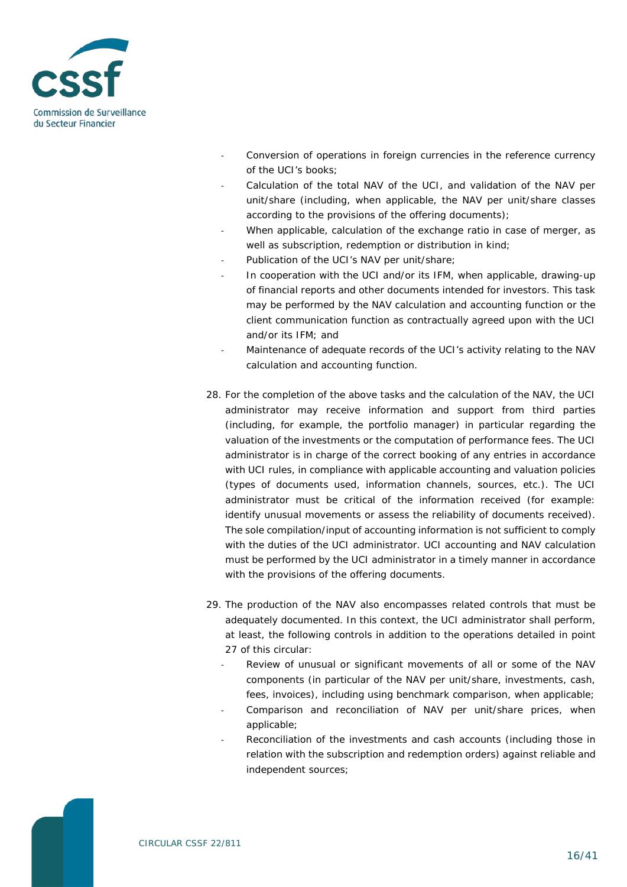- Conversion of operations in foreign currencies in the reference currency of the UCI's books;
- Calculation of the total NAV of the UCI, and validation of the NAV per unit/share (including, when applicable, the NAV per unit/share classes according to the provisions of the offering documents);
- When applicable, calculation of the exchange ratio in case of merger, as well as subscription, redemption or distribution in kind;
- Publication of the UCI's NAV per unit/share;
- In cooperation with the UCI and/or its IFM, when applicable, drawing-up of financial reports and other documents intended for investors. This task may be performed by the NAV calculation and accounting function or the client communication function as contractually agreed upon with the UCI and/or its IFM; and
- Maintenance of adequate records of the UCI's activity relating to the NAV calculation and accounting function.

28. For the completion of the above tasks and the calculation of the NAV, the UCI administrator may receive information and support from third parties (including, for example, the portfolio manager) in particular regarding the valuation of the investments or the computation of performance fees. The UCI administrator is in charge of the correct booking of any entries in accordance with UCI rules, in compliance with applicable accounting and valuation policies (types of documents used, information channels, sources, etc.). The UCI administrator must be critical of the information received (for example: identify unusual movements or assess the reliability of documents received). The sole compilation/input of accounting information is not sufficient to comply with the duties of the UCI administrator. UCI accounting and NAV calculation must be performed by the UCI administrator in a timely manner in accordance with the provisions of the offering documents.

29. The production of the NAV also encompasses related controls that must be adequately documented. In this context, the UCI administrator shall perform, at least, the following controls in addition to the operations detailed in point 27 of this circular:
    - Review of unusual or significant movements of all or some of the NAV components (in particular of the NAV per unit/share, investments, cash, fees, invoices), including using benchmark comparison, when applicable;
    - Comparison and reconciliation of NAV per unit/share prices, when applicable;
    - Reconciliation of the investments and cash accounts (including those in relation with the subscription and redemption orders) against reliable and independent sources;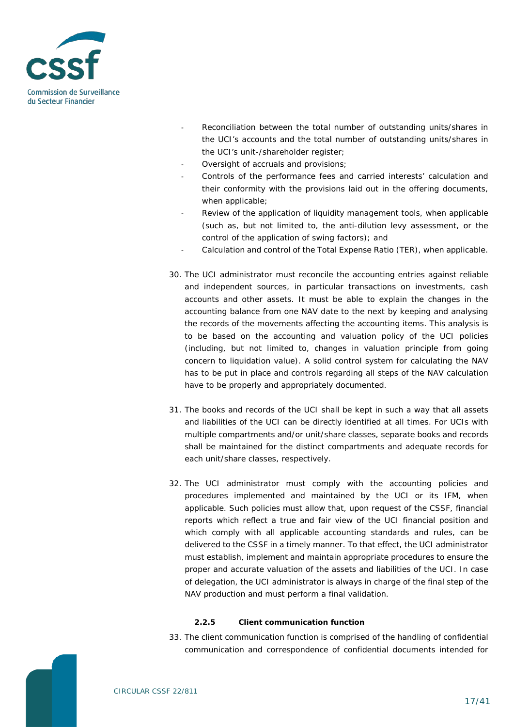- Reconciliation between the total number of outstanding units/shares in the UCI's accounts and the total number of outstanding units/shares in the UCI's unit-/shareholder register;
- Oversight of accruals and provisions;
- Controls of the performance fees and carried interests' calculation and their conformity with the provisions laid out in the offering documents, when applicable;
- Review of the application of liquidity management tools, when applicable (such as, but not limited to, the anti-dilution levy assessment, or the control of the application of swing factors); and
- Calculation and control of the Total Expense Ratio (TER), when applicable.

30. The UCI administrator must reconcile the accounting entries against reliable and independent sources, in particular transactions on investments, cash accounts and other assets. It must be able to explain the changes in the accounting balance from one NAV date to the next by keeping and analysing the records of the movements affecting the accounting items. This analysis is to be based on the accounting and valuation policy of the UCI policies (including, but not limited to, changes in valuation principle from going concern to liquidation value). A solid control system for calculating the NAV has to be put in place and controls regarding all steps of the NAV calculation have to be properly and appropriately documented.

31. The books and records of the UCI shall be kept in such a way that all assets and liabilities of the UCI can be directly identified at all times. For UCIs with multiple compartments and/or unit/share classes, separate books and records shall be maintained for the distinct compartments and adequate records for each unit/share classes, respectively.

32. The UCI administrator must comply with the accounting policies and procedures implemented and maintained by the UCI or its IFM, when applicable. Such policies must allow that, upon request of the CSSF, financial reports which reflect a true and fair view of the UCI financial position and which comply with all applicable accounting standards and rules, can be delivered to the CSSF in a timely manner. To that effect, the UCI administrator must establish, implement and maintain appropriate procedures to ensure the proper and accurate valuation of the assets and liabilities of the UCI. In case of delegation, the UCI administrator is always in charge of the final step of the NAV production and must perform a final validation.

#### 2.2.5 Client communication function

33. The client communication function is comprised of the handling of confidential communication and correspondence of confidential documents intended for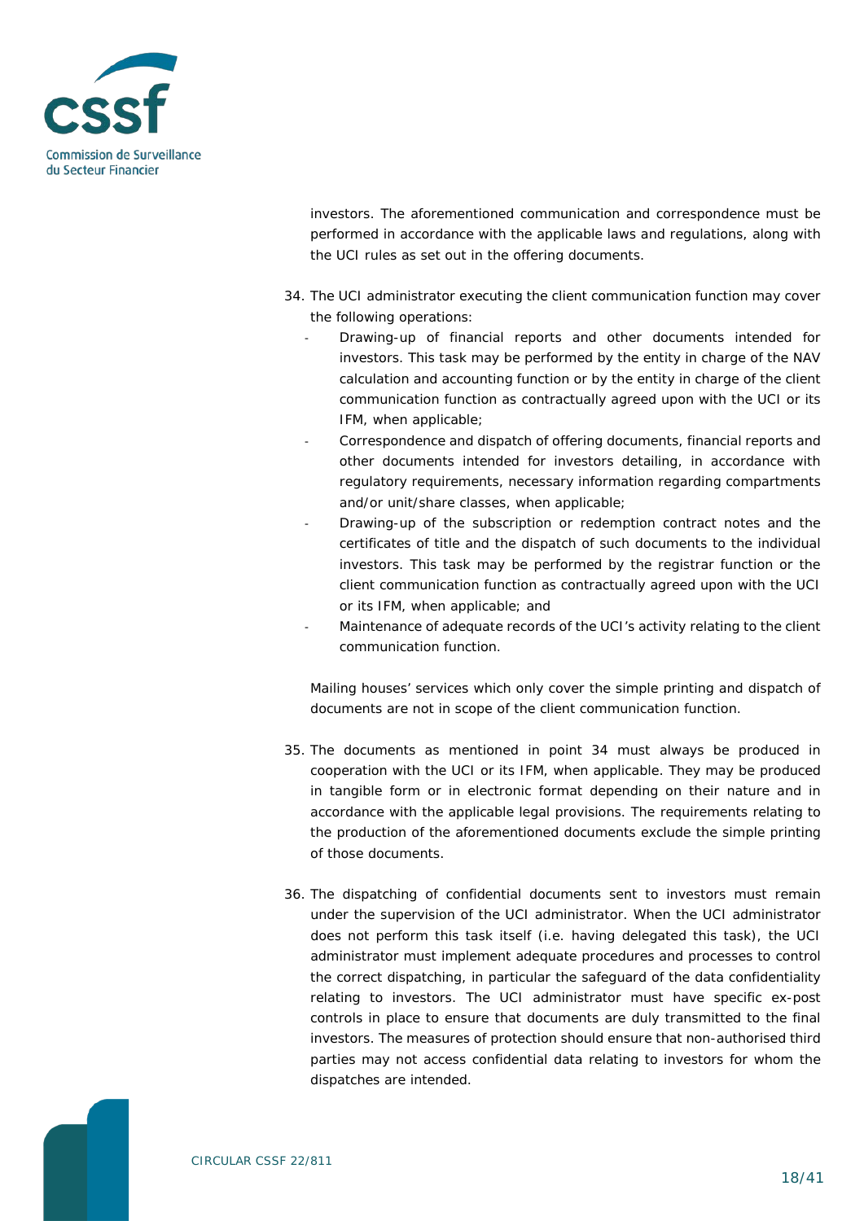investors. The aforementioned communication and correspondence must be performed in accordance with the applicable laws and regulations, along with the UCI rules as set out in the offering documents.

34. The UCI administrator executing the client communication function may cover the following operations:
    - Drawing-up of financial reports and other documents intended for investors. This task may be performed by the entity in charge of the NAV calculation and accounting function or by the entity in charge of the client communication function as contractually agreed upon with the UCI or its IFM, when applicable;
    - Correspondence and dispatch of offering documents, financial reports and other documents intended for investors detailing, in accordance with regulatory requirements, necessary information regarding compartments and/or unit/share classes, when applicable;
    - Drawing-up of the subscription or redemption contract notes and the certificates of title and the dispatch of such documents to the individual investors. This task may be performed by the registrar function or the client communication function as contractually agreed upon with the UCI or its IFM, when applicable; and
    - Maintenance of adequate records of the UCI's activity relating to the client communication function.

    Mailing houses' services which only cover the simple printing and dispatch of documents are not in scope of the client communication function.

35. The documents as mentioned in point 34 must always be produced in cooperation with the UCI or its IFM, when applicable. They may be produced in tangible form or in electronic format depending on their nature and in accordance with the applicable legal provisions. The requirements relating to the production of the aforementioned documents exclude the simple printing of those documents.

36. The dispatching of confidential documents sent to investors must remain under the supervision of the UCI administrator. When the UCI administrator does not perform this task itself (i.e. having delegated this task), the UCI administrator must implement adequate procedures and processes to control the correct dispatching, in particular the safeguard of the data confidentiality relating to investors. The UCI administrator must have specific ex-post controls in place to ensure that documents are duly transmitted to the final investors. The measures of protection should ensure that non-authorised third parties may not access confidential data relating to investors for whom the dispatches are intended.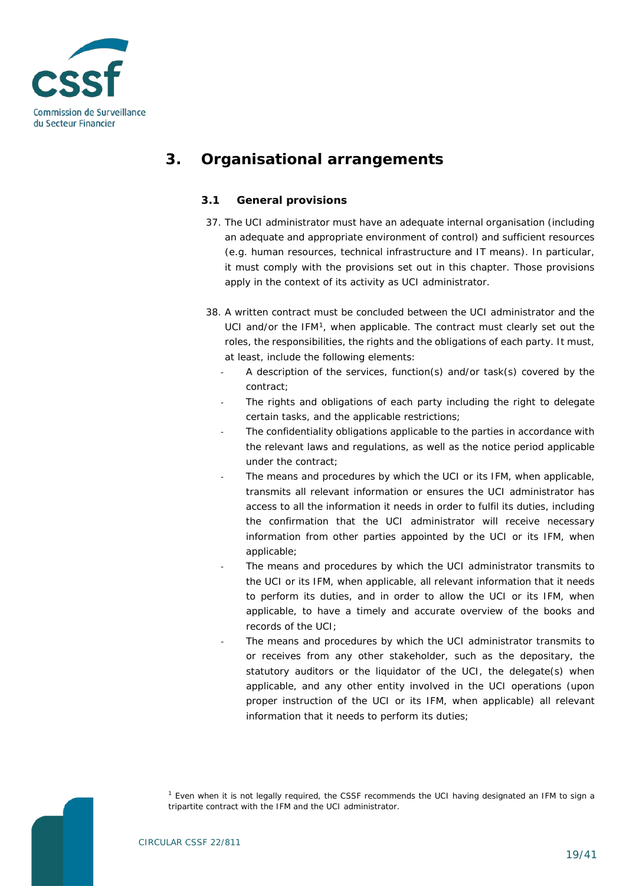# 3. Organisational arrangements

## 3.1 General provisions

37. The UCI administrator must have an adequate internal organisation (including an adequate and appropriate environment of control) and sufficient resources (e.g. human resources, technical infrastructure and IT means). In particular, it must comply with the provisions set out in this chapter. Those provisions apply in the context of its activity as UCI administrator.

38. A written contract must be concluded between the UCI administrator and the UCI and/or the IFM[1], when applicable. The contract must clearly set out the roles, the responsibilities, the rights and the obligations of each party. It must, at least, include the following elements:
    - A description of the services, function(s) and/or task(s) covered by the contract;
    - The rights and obligations of each party including the right to delegate certain tasks, and the applicable restrictions;
    - The confidentiality obligations applicable to the parties in accordance with the relevant laws and regulations, as well as the notice period applicable under the contract;
    - The means and procedures by which the UCI or its IFM, when applicable, transmits all relevant information or ensures the UCI administrator has access to all the information it needs in order to fulfil its duties, including the confirmation that the UCI administrator will receive necessary information from other parties appointed by the UCI or its IFM, when applicable;
    - The means and procedures by which the UCI administrator transmits to the UCI or its IFM, when applicable, all relevant information that it needs to perform its duties, and in order to allow the UCI or its IFM, when applicable, to have a timely and accurate overview of the books and records of the UCI;
    - The means and procedures by which the UCI administrator transmits to or receives from any other stakeholder, such as the depositary, the statutory auditors or the liquidator of the UCI, the delegate(s) when applicable, and any other entity involved in the UCI operations (upon proper instruction of the UCI or its IFM, when applicable) all relevant information that it needs to perform its duties;

[1] Even when it is not legally required, the CSSF recommends the UCI having designated an IFM to sign a tripartite contract with the IFM and the UCI administrator.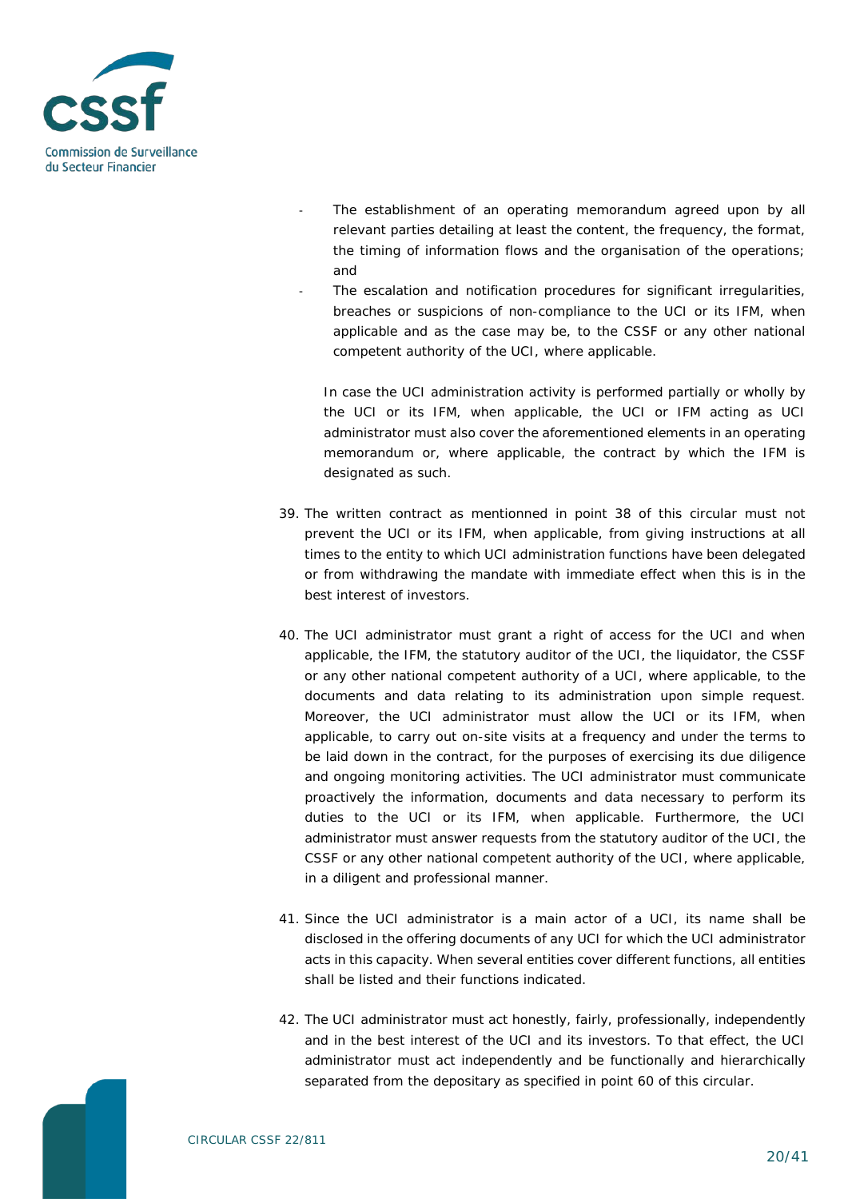- The establishment of an operating memorandum agreed upon by all relevant parties detailing at least the content, the frequency, the format, the timing of information flows and the organisation of the operations; and
- The escalation and notification procedures for significant irregularities, breaches or suspicions of non-compliance to the UCI or its IFM, when applicable and as the case may be, to the CSSF or any other national competent authority of the UCI, where applicable.

In case the UCI administration activity is performed partially or wholly by the UCI or its IFM, when applicable, the UCI or IFM acting as UCI administrator must also cover the aforementioned elements in an operating memorandum or, where applicable, the contract by which the IFM is designated as such.

39. The written contract as mentionned in point 38 of this circular must not prevent the UCI or its IFM, when applicable, from giving instructions at all times to the entity to which UCI administration functions have been delegated or from withdrawing the mandate with immediate effect when this is in the best interest of investors.

40. The UCI administrator must grant a right of access for the UCI and when applicable, the IFM, the statutory auditor of the UCI, the liquidator, the CSSF or any other national competent authority of a UCI, where applicable, to the documents and data relating to its administration upon simple request. Moreover, the UCI administrator must allow the UCI or its IFM, when applicable, to carry out on-site visits at a frequency and under the terms to be laid down in the contract, for the purposes of exercising its due diligence and ongoing monitoring activities. The UCI administrator must communicate proactively the information, documents and data necessary to perform its duties to the UCI or its IFM, when applicable. Furthermore, the UCI administrator must answer requests from the statutory auditor of the UCI, the CSSF or any other national competent authority of the UCI, where applicable, in a diligent and professional manner.

41. Since the UCI administrator is a main actor of a UCI, its name shall be disclosed in the offering documents of any UCI for which the UCI administrator acts in this capacity. When several entities cover different functions, all entities shall be listed and their functions indicated.

42. The UCI administrator must act honestly, fairly, professionally, independently and in the best interest of the UCI and its investors. To that effect, the UCI administrator must act independently and be functionally and hierarchically separated from the depositary as specified in point 60 of this circular.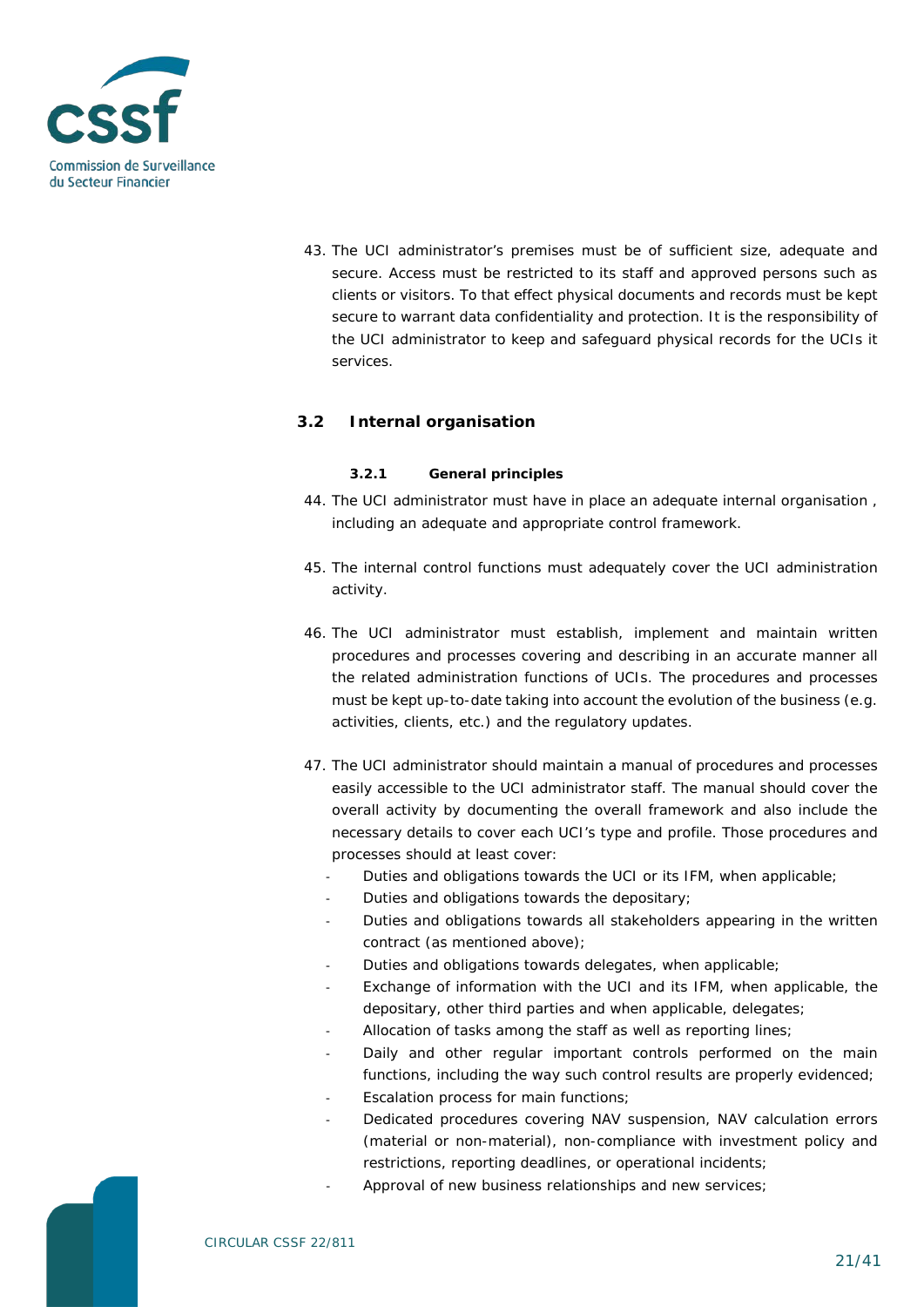43. The UCI administrator's premises must be of sufficient size, adequate and secure. Access must be restricted to its staff and approved persons such as clients or visitors. To that effect physical documents and records must be kept secure to warrant data confidentiality and protection. It is the responsibility of the UCI administrator to keep and safeguard physical records for the UCIs it services.

## 3.2 Internal organisation

### 3.2.1 General principles

44. The UCI administrator must have in place an adequate internal organisation , including an adequate and appropriate control framework.

45. The internal control functions must adequately cover the UCI administration activity.

46. The UCI administrator must establish, implement and maintain written procedures and processes covering and describing in an accurate manner all the related administration functions of UCIs. The procedures and processes must be kept up-to-date taking into account the evolution of the business (e.g. activities, clients, etc.) and the regulatory updates.

47. The UCI administrator should maintain a manual of procedures and processes easily accessible to the UCI administrator staff. The manual should cover the overall activity by documenting the overall framework and also include the necessary details to cover each UCI's type and profile. Those procedures and processes should at least cover:
    - Duties and obligations towards the UCI or its IFM, when applicable;
    - Duties and obligations towards the depositary;
    - Duties and obligations towards all stakeholders appearing in the written contract (as mentioned above);
    - Duties and obligations towards delegates, when applicable;
    - Exchange of information with the UCI and its IFM, when applicable, the depositary, other third parties and when applicable, delegates;
    - Allocation of tasks among the staff as well as reporting lines;
    - Daily and other regular important controls performed on the main functions, including the way such control results are properly evidenced;
    - Escalation process for main functions;
    - Dedicated procedures covering NAV suspension, NAV calculation errors (material or non-material), non-compliance with investment policy and restrictions, reporting deadlines, or operational incidents;
    - Approval of new business relationships and new services;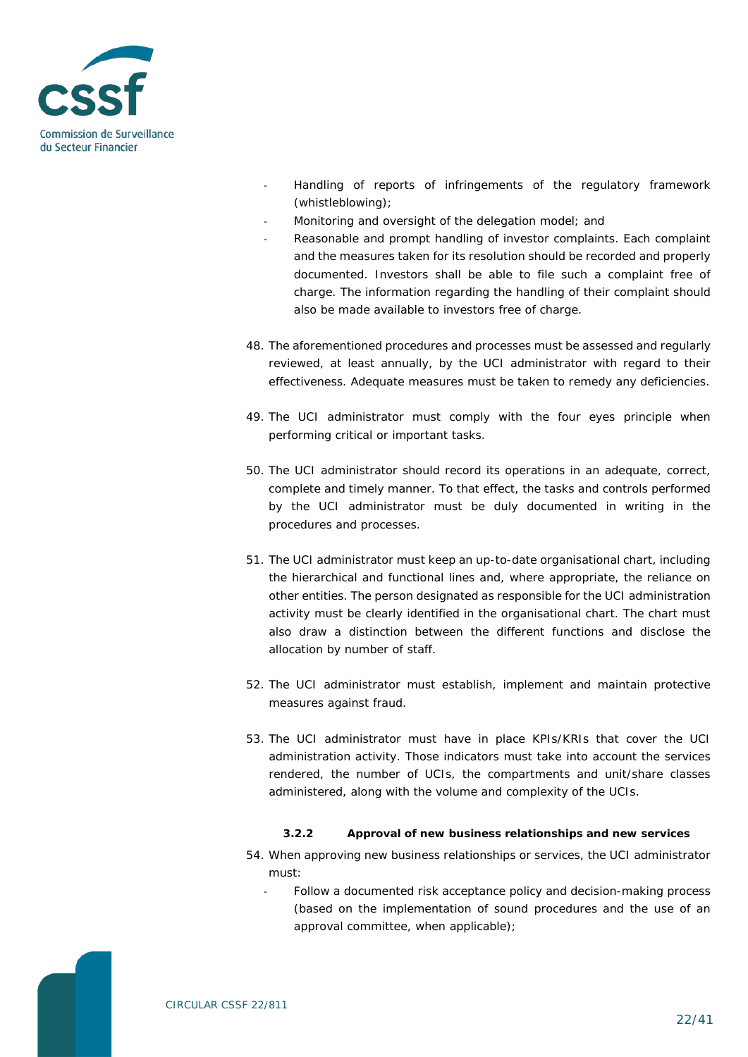- Handling of reports of infringements of the regulatory framework (whistleblowing);
- Monitoring and oversight of the delegation model; and
- Reasonable and prompt handling of investor complaints. Each complaint and the measures taken for its resolution should be recorded and properly documented. Investors shall be able to file such a complaint free of charge. The information regarding the handling of their complaint should also be made available to investors free of charge.

48. The aforementioned procedures and processes must be assessed and regularly reviewed, at least annually, by the UCI administrator with regard to their effectiveness. Adequate measures must be taken to remedy any deficiencies.

49. The UCI administrator must comply with the four eyes principle when performing critical or important tasks.

50. The UCI administrator should record its operations in an adequate, correct, complete and timely manner. To that effect, the tasks and controls performed by the UCI administrator must be duly documented in writing in the procedures and processes.

51. The UCI administrator must keep an up-to-date organisational chart, including the hierarchical and functional lines and, where appropriate, the reliance on other entities. The person designated as responsible for the UCI administration activity must be clearly identified in the organisational chart. The chart must also draw a distinction between the different functions and disclose the allocation by number of staff.

52. The UCI administrator must establish, implement and maintain protective measures against fraud.

53. The UCI administrator must have in place KPIs/KRIs that cover the UCI administration activity. Those indicators must take into account the services rendered, the number of UCIs, the compartments and unit/share classes administered, along with the volume and complexity of the UCIs.

#### 3.2.2 Approval of new business relationships and new services

54. When approving new business relationships or services, the UCI administrator must:
    - Follow a documented risk acceptance policy and decision-making process (based on the implementation of sound procedures and the use of an approval committee, when applicable);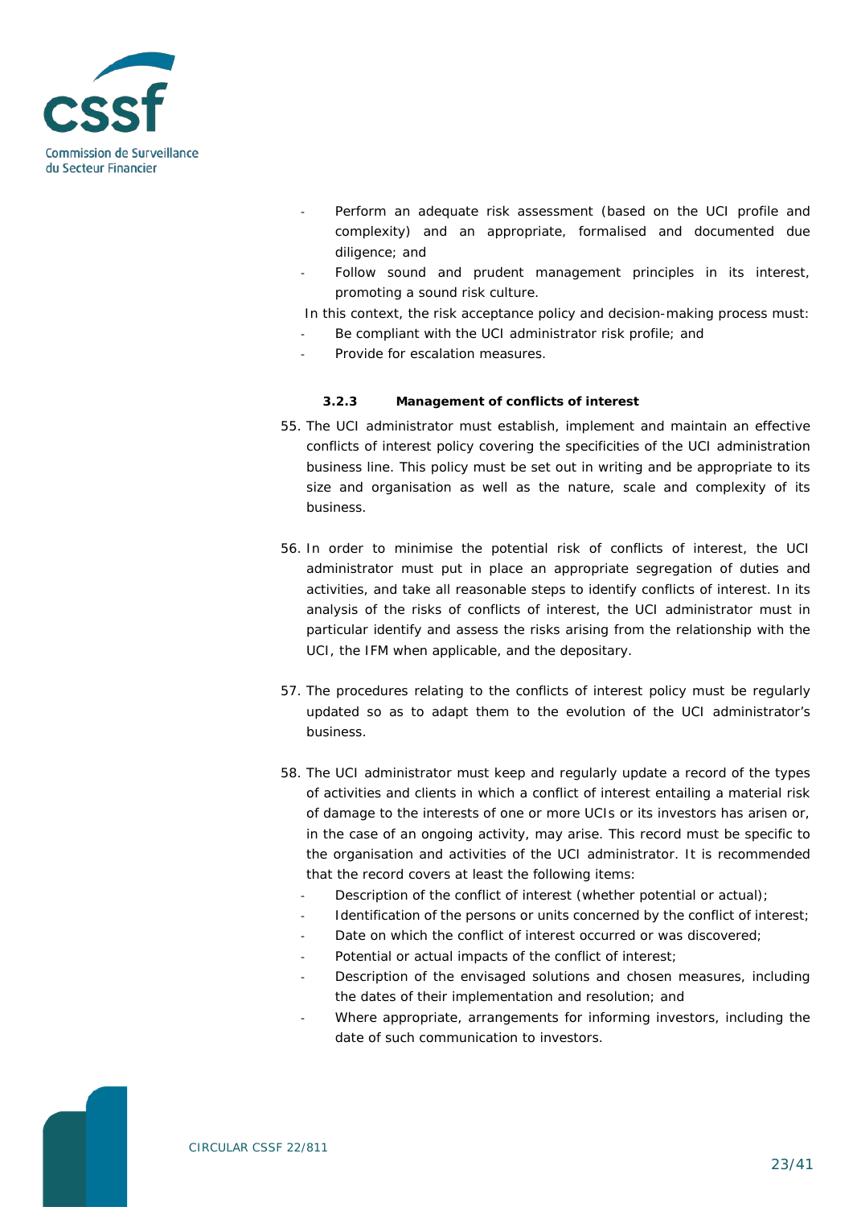- Perform an adequate risk assessment (based on the UCI profile and complexity) and an appropriate, formalised and documented due diligence; and
- Follow sound and prudent management principles in its interest, promoting a sound risk culture.

In this context, the risk acceptance policy and decision-making process must:

- Be compliant with the UCI administrator risk profile; and
- Provide for escalation measures.

#### 3.2.3 Management of conflicts of interest

55. The UCI administrator must establish, implement and maintain an effective conflicts of interest policy covering the specificities of the UCI administration business line. This policy must be set out in writing and be appropriate to its size and organisation as well as the nature, scale and complexity of its business.

56. In order to minimise the potential risk of conflicts of interest, the UCI administrator must put in place an appropriate segregation of duties and activities, and take all reasonable steps to identify conflicts of interest. In its analysis of the risks of conflicts of interest, the UCI administrator must in particular identify and assess the risks arising from the relationship with the UCI, the IFM when applicable, and the depositary.

57. The procedures relating to the conflicts of interest policy must be regularly updated so as to adapt them to the evolution of the UCI administrator's business.

58. The UCI administrator must keep and regularly update a record of the types of activities and clients in which a conflict of interest entailing a material risk of damage to the interests of one or more UCIs or its investors has arisen or, in the case of an ongoing activity, may arise. This record must be specific to the organisation and activities of the UCI administrator. It is recommended that the record covers at least the following items:
    - Description of the conflict of interest (whether potential or actual);
    - Identification of the persons or units concerned by the conflict of interest;
    - Date on which the conflict of interest occurred or was discovered;
    - Potential or actual impacts of the conflict of interest;
    - Description of the envisaged solutions and chosen measures, including the dates of their implementation and resolution; and
    - Where appropriate, arrangements for informing investors, including the date of such communication to investors.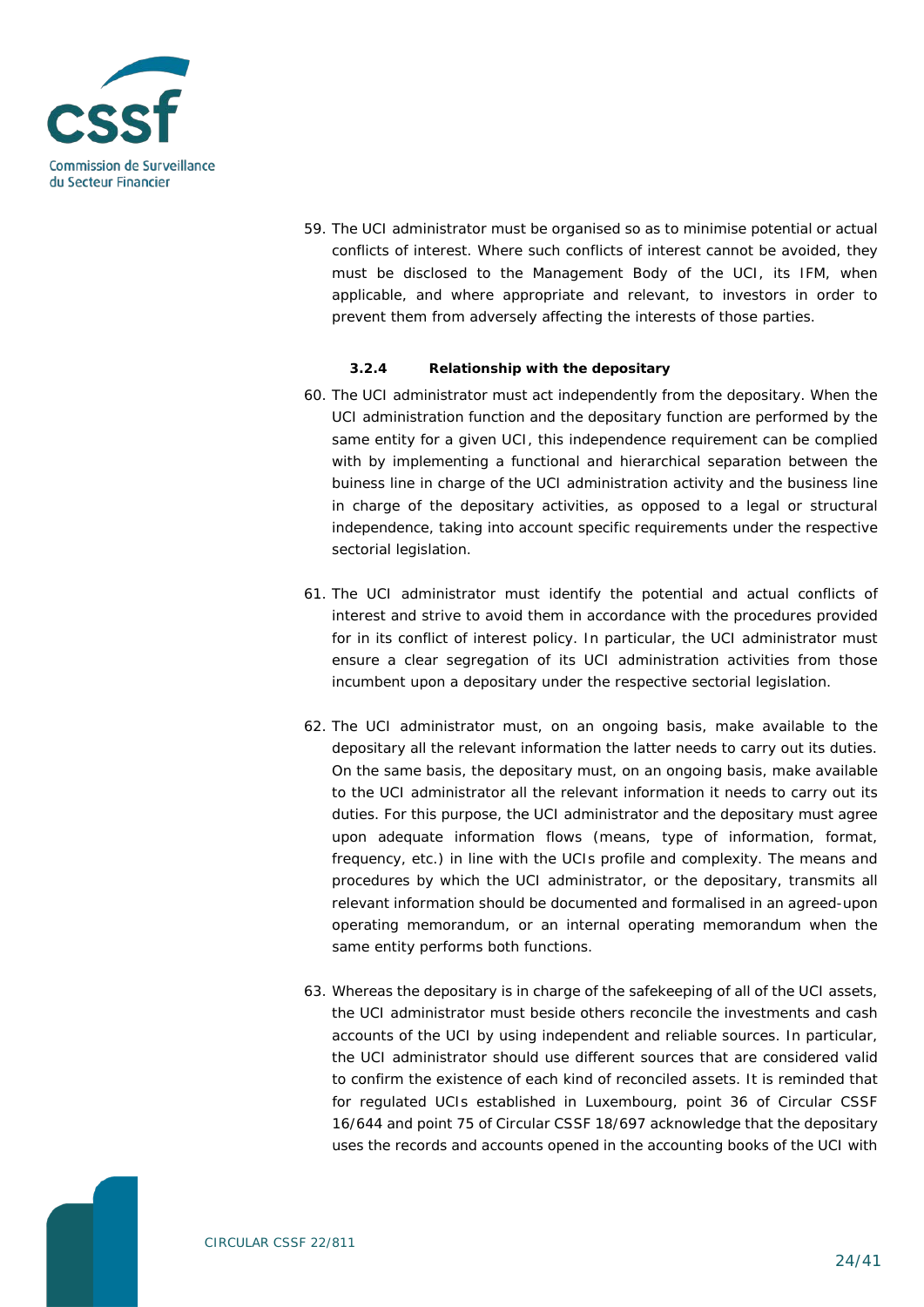59. The UCI administrator must be organised so as to minimise potential or actual conflicts of interest. Where such conflicts of interest cannot be avoided, they must be disclosed to the Management Body of the UCI, its IFM, when applicable, and where appropriate and relevant, to investors in order to prevent them from adversely affecting the interests of those parties.

#### 3.2.4 Relationship with the depositary

60. The UCI administrator must act independently from the depositary. When the UCI administration function and the depositary function are performed by the same entity for a given UCI, this independence requirement can be complied with by implementing a functional and hierarchical separation between the buiness line in charge of the UCI administration activity and the business line in charge of the depositary activities, as opposed to a legal or structural independence, taking into account specific requirements under the respective sectorial legislation.

61. The UCI administrator must identify the potential and actual conflicts of interest and strive to avoid them in accordance with the procedures provided for in its conflict of interest policy. In particular, the UCI administrator must ensure a clear segregation of its UCI administration activities from those incumbent upon a depositary under the respective sectorial legislation.

62. The UCI administrator must, on an ongoing basis, make available to the depositary all the relevant information the latter needs to carry out its duties. On the same basis, the depositary must, on an ongoing basis, make available to the UCI administrator all the relevant information it needs to carry out its duties. For this purpose, the UCI administrator and the depositary must agree upon adequate information flows (means, type of information, format, frequency, etc.) in line with the UCIs profile and complexity. The means and procedures by which the UCI administrator, or the depositary, transmits all relevant information should be documented and formalised in an agreed-upon operating memorandum, or an internal operating memorandum when the same entity performs both functions.

63. Whereas the depositary is in charge of the safekeeping of all of the UCI assets, the UCI administrator must beside others reconcile the investments and cash accounts of the UCI by using independent and reliable sources. In particular, the UCI administrator should use different sources that are considered valid to confirm the existence of each kind of reconciled assets. It is reminded that for regulated UCIs established in Luxembourg, point 36 of Circular CSSF 16/644 and point 75 of Circular CSSF 18/697 acknowledge that the depositary uses the records and accounts opened in the accounting books of the UCI with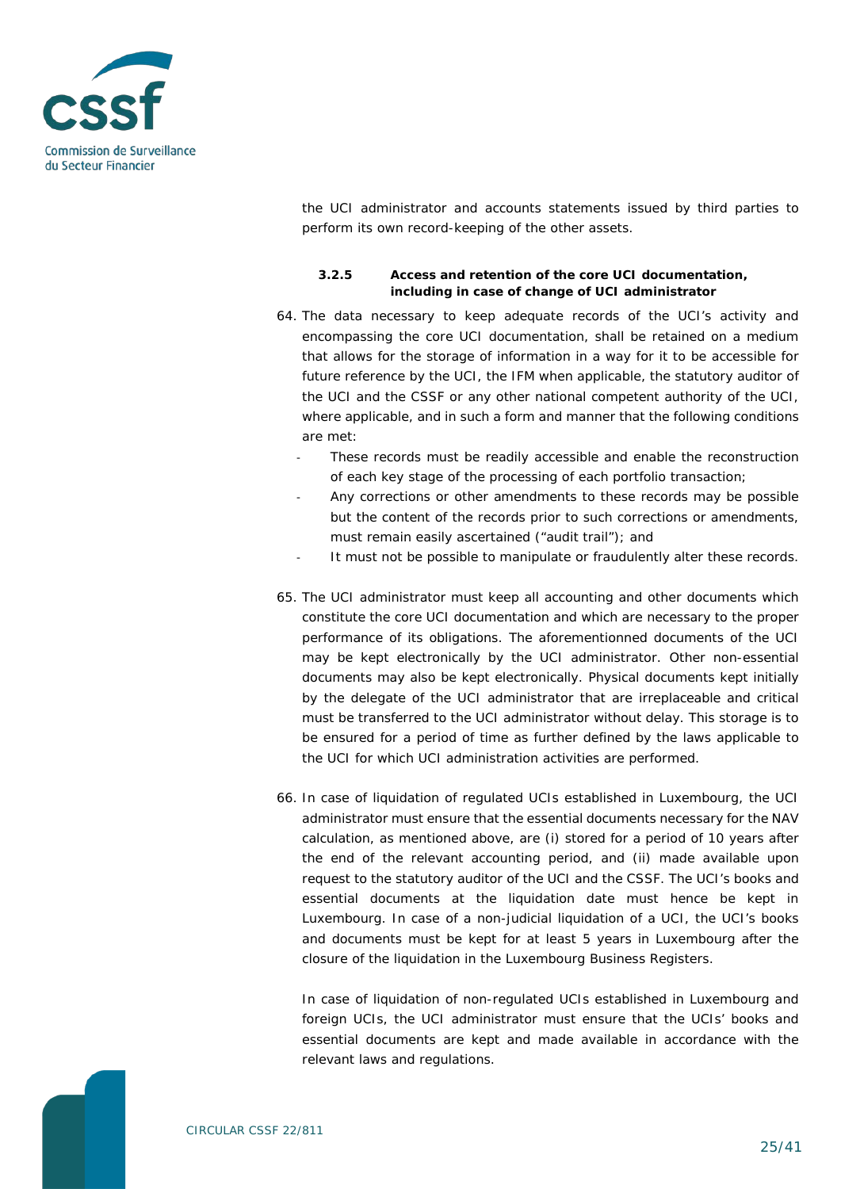the UCI administrator and accounts statements issued by third parties to perform its own record-keeping of the other assets.

#### 3.2.5 Access and retention of the core UCI documentation, including in case of change of UCI administrator

64. The data necessary to keep adequate records of the UCI's activity and encompassing the core UCI documentation, shall be retained on a medium that allows for the storage of information in a way for it to be accessible for future reference by the UCI, the IFM when applicable, the statutory auditor of the UCI and the CSSF or any other national competent authority of the UCI, where applicable, and in such a form and manner that the following conditions are met:
   - These records must be readily accessible and enable the reconstruction of each key stage of the processing of each portfolio transaction;
   - Any corrections or other amendments to these records may be possible but the content of the records prior to such corrections or amendments, must remain easily ascertained ("audit trail"); and
   - It must not be possible to manipulate or fraudulently alter these records.

65. The UCI administrator must keep all accounting and other documents which constitute the core UCI documentation and which are necessary to the proper performance of its obligations. The aforementionned documents of the UCI may be kept electronically by the UCI administrator. Other non-essential documents may also be kept electronically. Physical documents kept initially by the delegate of the UCI administrator that are irreplaceable and critical must be transferred to the UCI administrator without delay. This storage is to be ensured for a period of time as further defined by the laws applicable to the UCI for which UCI administration activities are performed.

66. In case of liquidation of regulated UCIs established in Luxembourg, the UCI administrator must ensure that the essential documents necessary for the NAV calculation, as mentioned above, are (i) stored for a period of 10 years after the end of the relevant accounting period, and (ii) made available upon request to the statutory auditor of the UCI and the CSSF. The UCI's books and essential documents at the liquidation date must hence be kept in Luxembourg. In case of a non-judicial liquidation of a UCI, the UCI's books and documents must be kept for at least 5 years in Luxembourg after the closure of the liquidation in the Luxembourg Business Registers.

    In case of liquidation of non-regulated UCIs established in Luxembourg and foreign UCIs, the UCI administrator must ensure that the UCIs' books and essential documents are kept and made available in accordance with the relevant laws and regulations.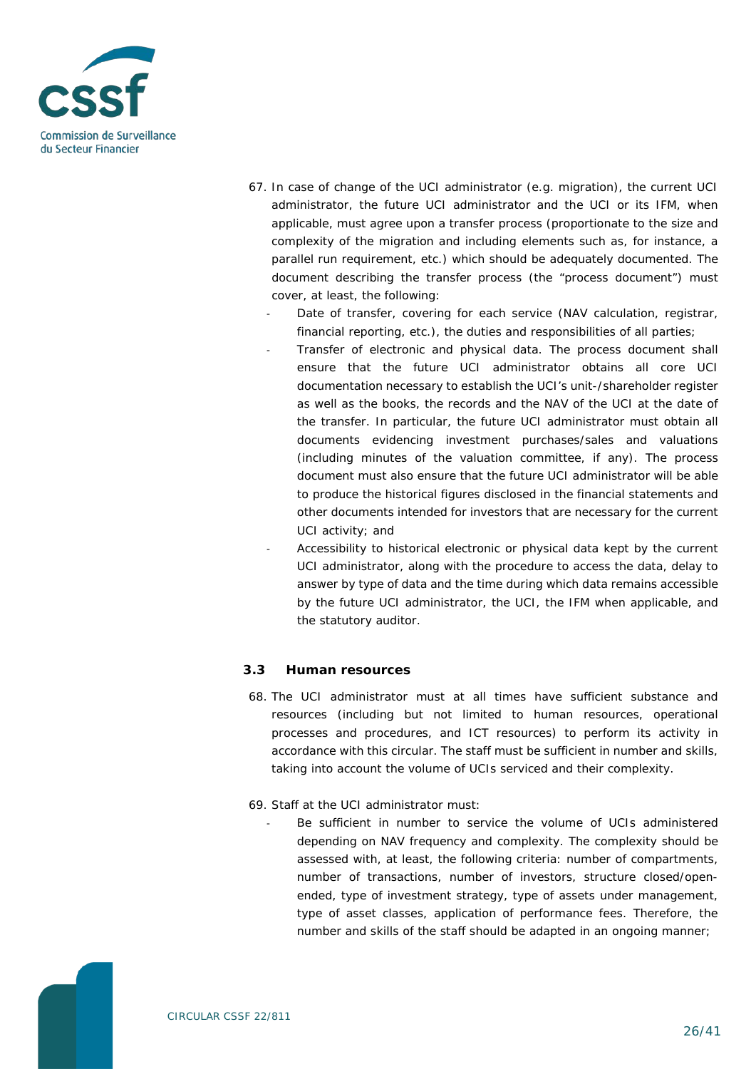67. In case of change of the UCI administrator (e.g. migration), the current UCI administrator, the future UCI administrator and the UCI or its IFM, when applicable, must agree upon a transfer process (proportionate to the size and complexity of the migration and including elements such as, for instance, a parallel run requirement, etc.) which should be adequately documented. The document describing the transfer process (the "process document") must cover, at least, the following:
    - Date of transfer, covering for each service (NAV calculation, registrar, financial reporting, etc.), the duties and responsibilities of all parties;
    - Transfer of electronic and physical data. The process document shall ensure that the future UCI administrator obtains all core UCI documentation necessary to establish the UCI's unit-/shareholder register as well as the books, the records and the NAV of the UCI at the date of the transfer. In particular, the future UCI administrator must obtain all documents evidencing investment purchases/sales and valuations (including minutes of the valuation committee, if any). The process document must also ensure that the future UCI administrator will be able to produce the historical figures disclosed in the financial statements and other documents intended for investors that are necessary for the current UCI activity; and
    - Accessibility to historical electronic or physical data kept by the current UCI administrator, along with the procedure to access the data, delay to answer by type of data and the time during which data remains accessible by the future UCI administrator, the UCI, the IFM when applicable, and the statutory auditor.

### 3.3 Human resources

68. The UCI administrator must at all times have sufficient substance and resources (including but not limited to human resources, operational processes and procedures, and ICT resources) to perform its activity in accordance with this circular. The staff must be sufficient in number and skills, taking into account the volume of UCIs serviced and their complexity.

69. Staff at the UCI administrator must:
    - Be sufficient in number to service the volume of UCIs administered depending on NAV frequency and complexity. The complexity should be assessed with, at least, the following criteria: number of compartments, number of transactions, number of investors, structure closed/open-ended, type of investment strategy, type of assets under management, type of asset classes, application of performance fees. Therefore, the number and skills of the staff should be adapted in an ongoing manner;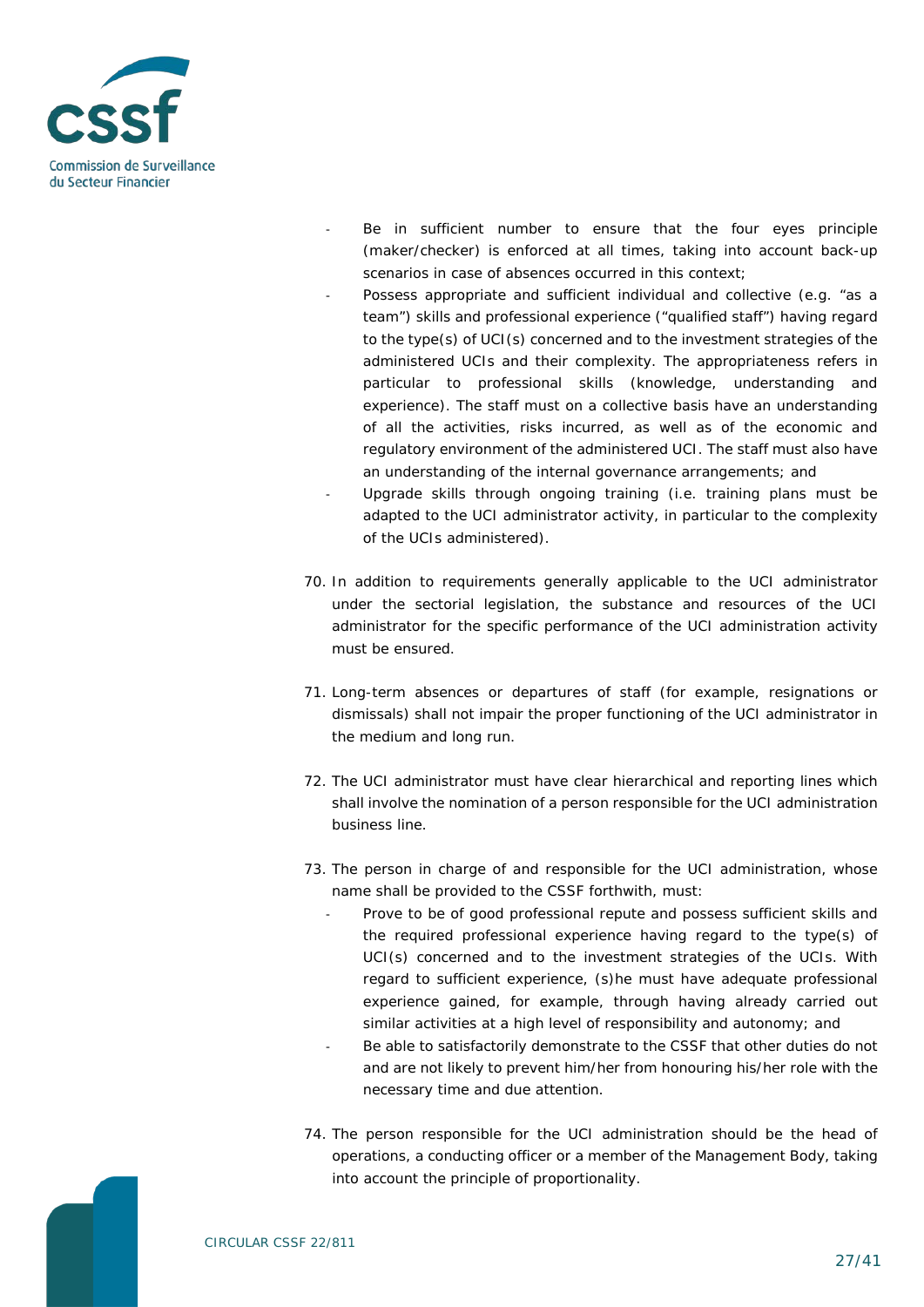- Be in sufficient number to ensure that the four eyes principle (maker/checker) is enforced at all times, taking into account back-up scenarios in case of absences occurred in this context;
- Possess appropriate and sufficient individual and collective (e.g. "as a team") skills and professional experience ("qualified staff") having regard to the type(s) of UCI(s) concerned and to the investment strategies of the administered UCIs and their complexity. The appropriateness refers in particular to professional skills (knowledge, understanding and experience). The staff must on a collective basis have an understanding of all the activities, risks incurred, as well as of the economic and regulatory environment of the administered UCI. The staff must also have an understanding of the internal governance arrangements; and
- Upgrade skills through ongoing training (i.e. training plans must be adapted to the UCI administrator activity, in particular to the complexity of the UCIs administered).

70. In addition to requirements generally applicable to the UCI administrator under the sectorial legislation, the substance and resources of the UCI administrator for the specific performance of the UCI administration activity must be ensured.

71. Long-term absences or departures of staff (for example, resignations or dismissals) shall not impair the proper functioning of the UCI administrator in the medium and long run.

72. The UCI administrator must have clear hierarchical and reporting lines which shall involve the nomination of a person responsible for the UCI administration business line.

73. The person in charge of and responsible for the UCI administration, whose name shall be provided to the CSSF forthwith, must:
    - Prove to be of good professional repute and possess sufficient skills and the required professional experience having regard to the type(s) of UCI(s) concerned and to the investment strategies of the UCIs. With regard to sufficient experience, (s)he must have adequate professional experience gained, for example, through having already carried out similar activities at a high level of responsibility and autonomy; and
    - Be able to satisfactorily demonstrate to the CSSF that other duties do not and are not likely to prevent him/her from honouring his/her role with the necessary time and due attention.

74. The person responsible for the UCI administration should be the head of operations, a conducting officer or a member of the Management Body, taking into account the principle of proportionality.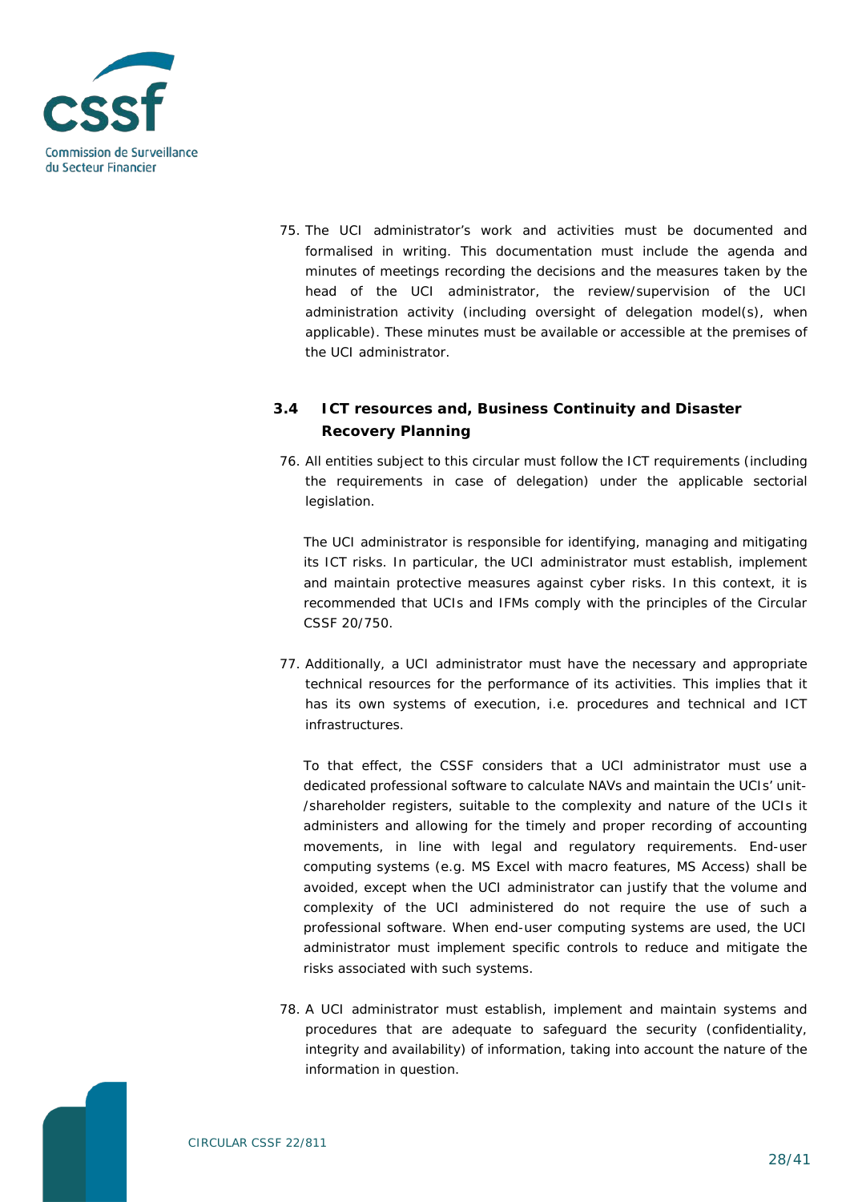75. The UCI administrator's work and activities must be documented and formalised in writing. This documentation must include the agenda and minutes of meetings recording the decisions and the measures taken by the head of the UCI administrator, the review/supervision of the UCI administration activity (including oversight of delegation model(s), when applicable). These minutes must be available or accessible at the premises of the UCI administrator.

### 3.4 ICT resources and, Business Continuity and Disaster Recovery Planning

76. All entities subject to this circular must follow the ICT requirements (including the requirements in case of delegation) under the applicable sectorial legislation.

    The UCI administrator is responsible for identifying, managing and mitigating its ICT risks. In particular, the UCI administrator must establish, implement and maintain protective measures against cyber risks. In this context, it is recommended that UCIs and IFMs comply with the principles of the Circular CSSF 20/750.

77. Additionally, a UCI administrator must have the necessary and appropriate technical resources for the performance of its activities. This implies that it has its own systems of execution, i.e. procedures and technical and ICT infrastructures.

    To that effect, the CSSF considers that a UCI administrator must use a dedicated professional software to calculate NAVs and maintain the UCIs' unit-/shareholder registers, suitable to the complexity and nature of the UCIs it administers and allowing for the timely and proper recording of accounting movements, in line with legal and regulatory requirements. End-user computing systems (e.g. MS Excel with macro features, MS Access) shall be avoided, except when the UCI administrator can justify that the volume and complexity of the UCI administered do not require the use of such a professional software. When end-user computing systems are used, the UCI administrator must implement specific controls to reduce and mitigate the risks associated with such systems.

78. A UCI administrator must establish, implement and maintain systems and procedures that are adequate to safeguard the security (confidentiality, integrity and availability) of information, taking into account the nature of the information in question.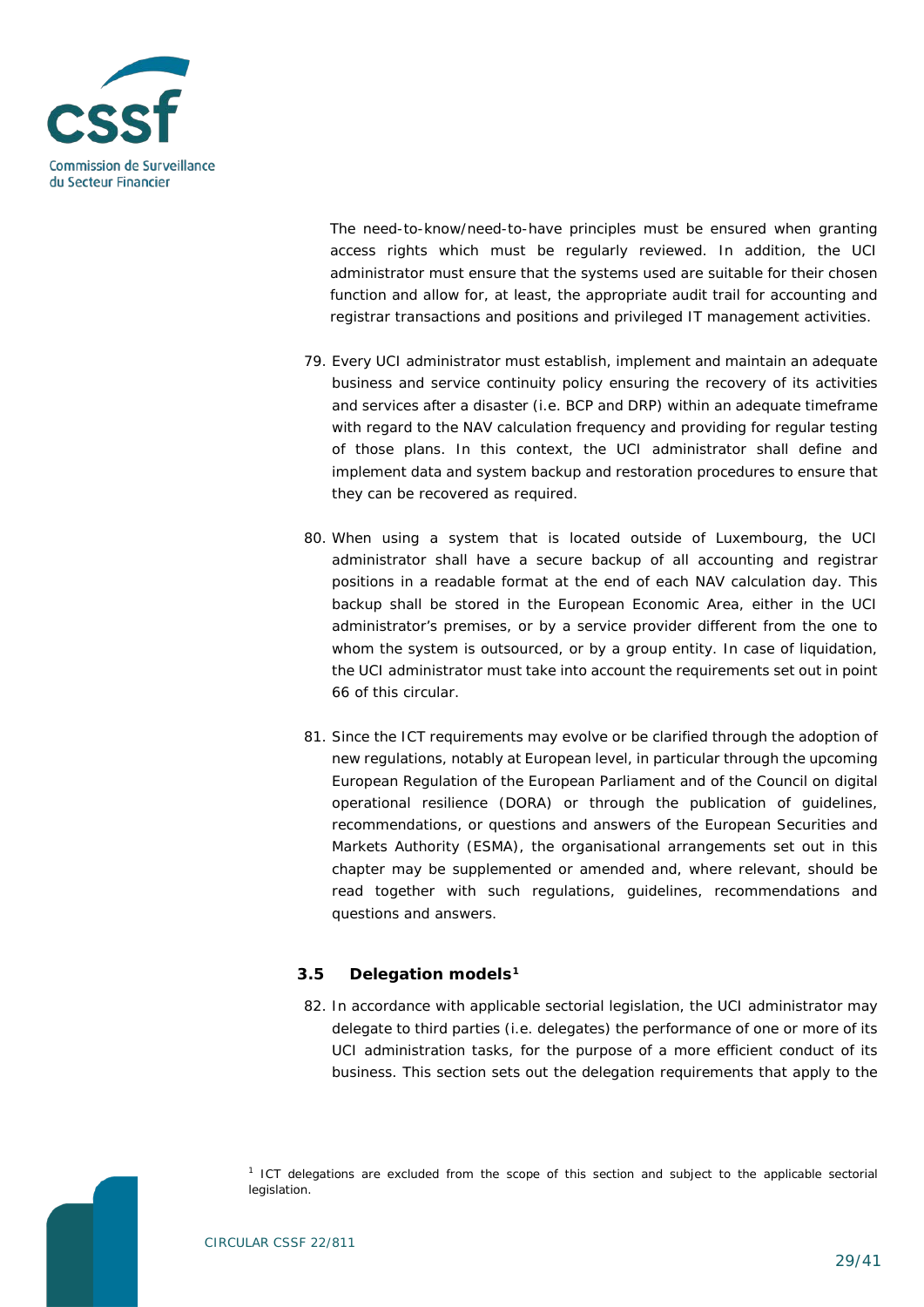The need-to-know/need-to-have principles must be ensured when granting access rights which must be regularly reviewed. In addition, the UCI administrator must ensure that the systems used are suitable for their chosen function and allow for, at least, the appropriate audit trail for accounting and registrar transactions and positions and privileged IT management activities.

79. Every UCI administrator must establish, implement and maintain an adequate business and service continuity policy ensuring the recovery of its activities and services after a disaster (i.e. BCP and DRP) within an adequate timeframe with regard to the NAV calculation frequency and providing for regular testing of those plans. In this context, the UCI administrator shall define and implement data and system backup and restoration procedures to ensure that they can be recovered as required.

80. When using a system that is located outside of Luxembourg, the UCI administrator shall have a secure backup of all accounting and registrar positions in a readable format at the end of each NAV calculation day. This backup shall be stored in the European Economic Area, either in the UCI administrator's premises, or by a service provider different from the one to whom the system is outsourced, or by a group entity. In case of liquidation, the UCI administrator must take into account the requirements set out in point 66 of this circular.

81. Since the ICT requirements may evolve or be clarified through the adoption of new regulations, notably at European level, in particular through the upcoming European Regulation of the European Parliament and of the Council on digital operational resilience (DORA) or through the publication of guidelines, recommendations, or questions and answers of the European Securities and Markets Authority (ESMA), the organisational arrangements set out in this chapter may be supplemented or amended and, where relevant, should be read together with such regulations, guidelines, recommendations and questions and answers.

### 3.5 Delegation models[1]

82. In accordance with applicable sectorial legislation, the UCI administrator may delegate to third parties (i.e. delegates) the performance of one or more of its UCI administration tasks, for the purpose of a more efficient conduct of its business. This section sets out the delegation requirements that apply to the

[1] ICT delegations are excluded from the scope of this section and subject to the applicable sectorial legislation.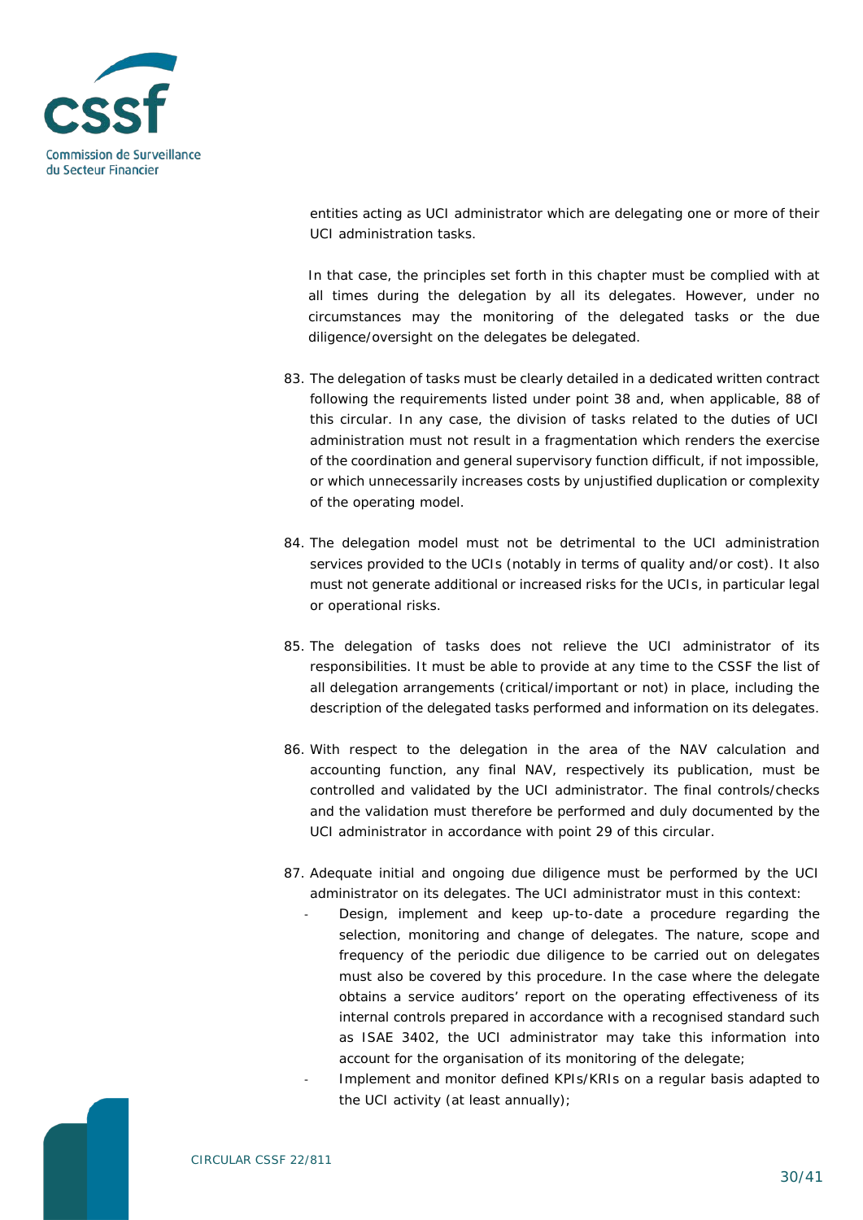entities acting as UCI administrator which are delegating one or more of their UCI administration tasks.

In that case, the principles set forth in this chapter must be complied with at all times during the delegation by all its delegates. However, under no circumstances may the monitoring of the delegated tasks or the due diligence/oversight on the delegates be delegated.

83. The delegation of tasks must be clearly detailed in a dedicated written contract following the requirements listed under point 38 and, when applicable, 88 of this circular. In any case, the division of tasks related to the duties of UCI administration must not result in a fragmentation which renders the exercise of the coordination and general supervisory function difficult, if not impossible, or which unnecessarily increases costs by unjustified duplication or complexity of the operating model.

84. The delegation model must not be detrimental to the UCI administration services provided to the UCIs (notably in terms of quality and/or cost). It also must not generate additional or increased risks for the UCIs, in particular legal or operational risks.

85. The delegation of tasks does not relieve the UCI administrator of its responsibilities. It must be able to provide at any time to the CSSF the list of all delegation arrangements (critical/important or not) in place, including the description of the delegated tasks performed and information on its delegates.

86. With respect to the delegation in the area of the NAV calculation and accounting function, any final NAV, respectively its publication, must be controlled and validated by the UCI administrator. The final controls/checks and the validation must therefore be performed and duly documented by the UCI administrator in accordance with point 29 of this circular.

87. Adequate initial and ongoing due diligence must be performed by the UCI administrator on its delegates. The UCI administrator must in this context:
   - Design, implement and keep up-to-date a procedure regarding the selection, monitoring and change of delegates. The nature, scope and frequency of the periodic due diligence to be carried out on delegates must also be covered by this procedure. In the case where the delegate obtains a service auditors' report on the operating effectiveness of its internal controls prepared in accordance with a recognised standard such as ISAE 3402, the UCI administrator may take this information into account for the organisation of its monitoring of the delegate;
   - Implement and monitor defined KPIs/KRIs on a regular basis adapted to the UCI activity (at least annually);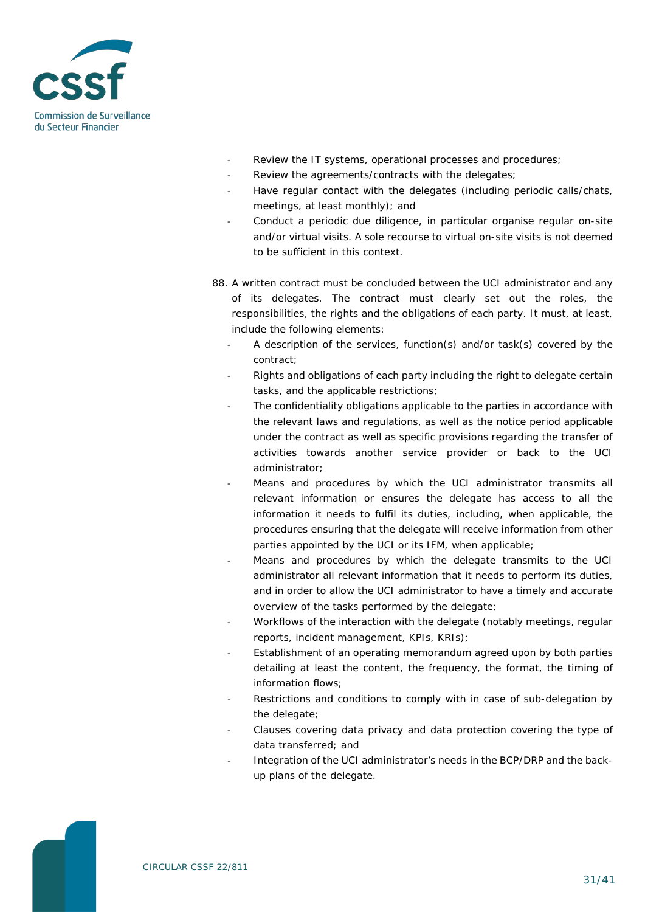- Review the IT systems, operational processes and procedures;
- Review the agreements/contracts with the delegates;
- Have regular contact with the delegates (including periodic calls/chats, meetings, at least monthly); and
- Conduct a periodic due diligence, in particular organise regular on-site and/or virtual visits. A sole recourse to virtual on-site visits is not deemed to be sufficient in this context.

88. A written contract must be concluded between the UCI administrator and any of its delegates. The contract must clearly set out the roles, the responsibilities, the rights and the obligations of each party. It must, at least, include the following elements:
    - A description of the services, function(s) and/or task(s) covered by the contract;
    - Rights and obligations of each party including the right to delegate certain tasks, and the applicable restrictions;
    - The confidentiality obligations applicable to the parties in accordance with the relevant laws and regulations, as well as the notice period applicable under the contract as well as specific provisions regarding the transfer of activities towards another service provider or back to the UCI administrator;
    - Means and procedures by which the UCI administrator transmits all relevant information or ensures the delegate has access to all the information it needs to fulfil its duties, including, when applicable, the procedures ensuring that the delegate will receive information from other parties appointed by the UCI or its IFM, when applicable;
    - Means and procedures by which the delegate transmits to the UCI administrator all relevant information that it needs to perform its duties, and in order to allow the UCI administrator to have a timely and accurate overview of the tasks performed by the delegate;
    - Workflows of the interaction with the delegate (notably meetings, regular reports, incident management, KPIs, KRIs);
    - Establishment of an operating memorandum agreed upon by both parties detailing at least the content, the frequency, the format, the timing of information flows;
    - Restrictions and conditions to comply with in case of sub-delegation by the delegate;
    - Clauses covering data privacy and data protection covering the type of data transferred; and
    - Integration of the UCI administrator's needs in the BCP/DRP and the back-up plans of the delegate.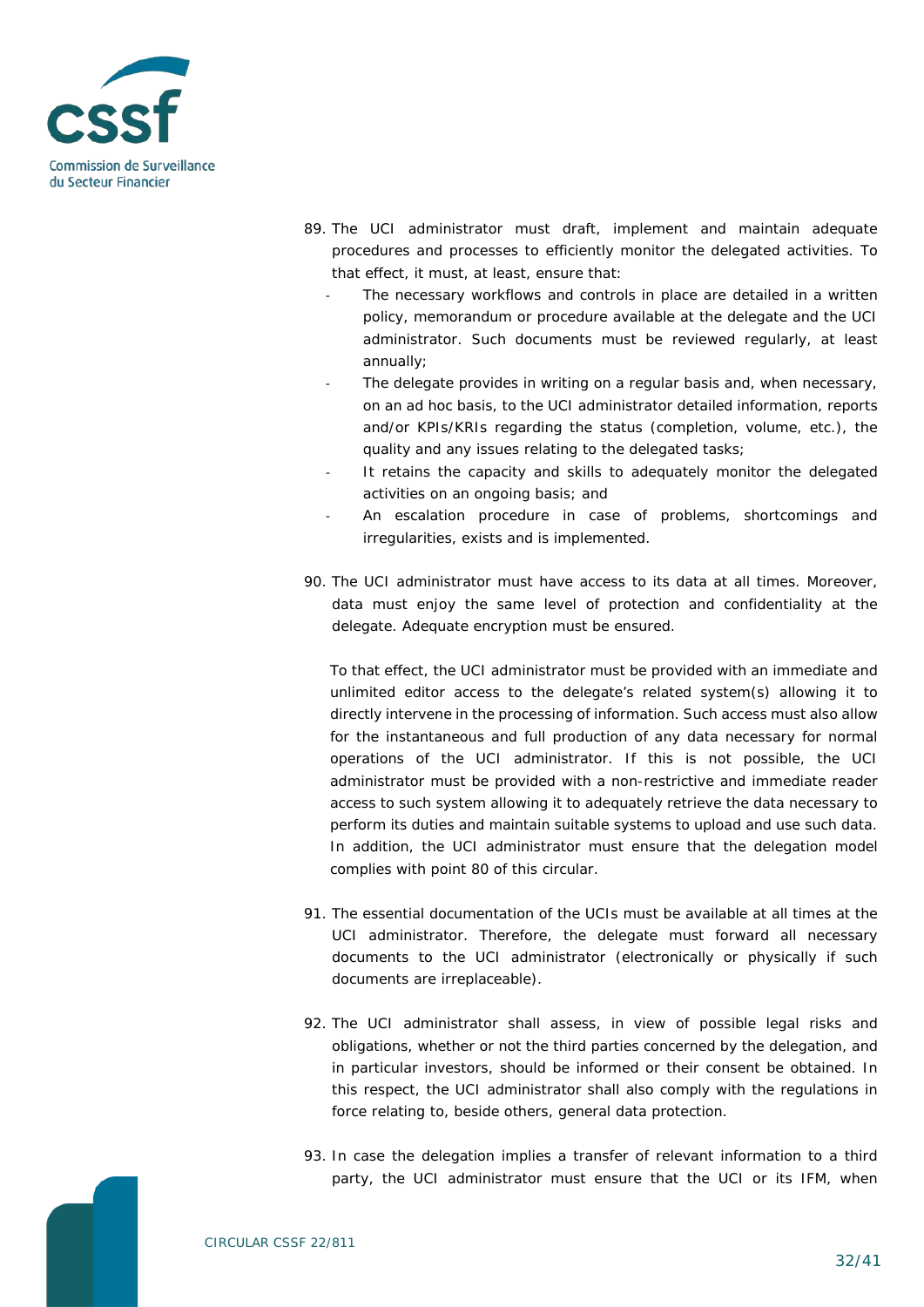89. The UCI administrator must draft, implement and maintain adequate procedures and processes to efficiently monitor the delegated activities. To that effect, it must, at least, ensure that:
    - The necessary workflows and controls in place are detailed in a written policy, memorandum or procedure available at the delegate and the UCI administrator. Such documents must be reviewed regularly, at least annually;
    - The delegate provides in writing on a regular basis and, when necessary, on an ad hoc basis, to the UCI administrator detailed information, reports and/or KPIs/KRIs regarding the status (completion, volume, etc.), the quality and any issues relating to the delegated tasks;
    - It retains the capacity and skills to adequately monitor the delegated activities on an ongoing basis; and
    - An escalation procedure in case of problems, shortcomings and irregularities, exists and is implemented.

90. The UCI administrator must have access to its data at all times. Moreover, data must enjoy the same level of protection and confidentiality at the delegate. Adequate encryption must be ensured.

    To that effect, the UCI administrator must be provided with an immediate and unlimited editor access to the delegate's related system(s) allowing it to directly intervene in the processing of information. Such access must also allow for the instantaneous and full production of any data necessary for normal operations of the UCI administrator. If this is not possible, the UCI administrator must be provided with a non-restrictive and immediate reader access to such system allowing it to adequately retrieve the data necessary to perform its duties and maintain suitable systems to upload and use such data. In addition, the UCI administrator must ensure that the delegation model complies with point 80 of this circular.

91. The essential documentation of the UCIs must be available at all times at the UCI administrator. Therefore, the delegate must forward all necessary documents to the UCI administrator (electronically or physically if such documents are irreplaceable).

92. The UCI administrator shall assess, in view of possible legal risks and obligations, whether or not the third parties concerned by the delegation, and in particular investors, should be informed or their consent be obtained. In this respect, the UCI administrator shall also comply with the regulations in force relating to, beside others, general data protection.

93. In case the delegation implies a transfer of relevant information to a third party, the UCI administrator must ensure that the UCI or its IFM, when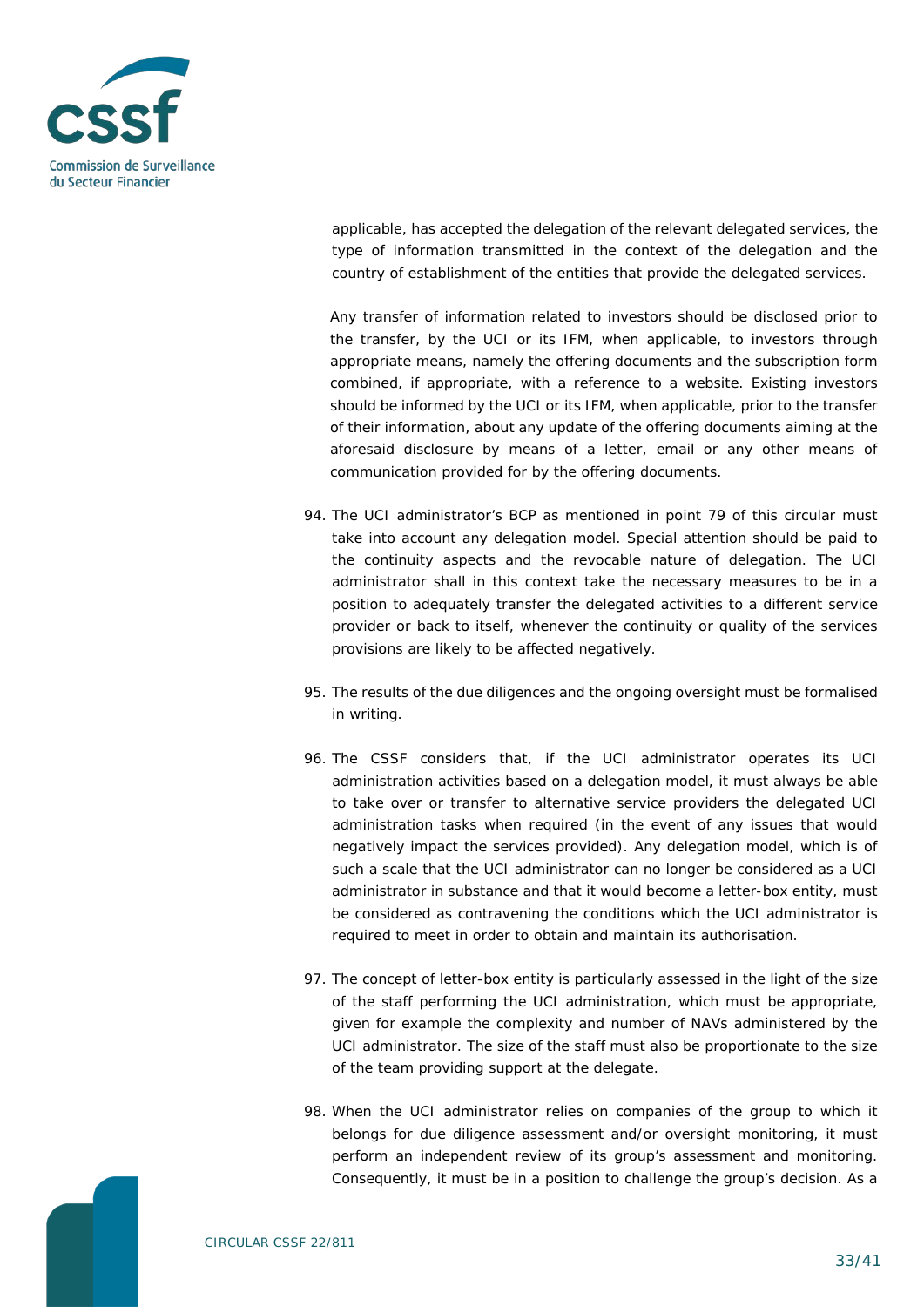applicable, has accepted the delegation of the relevant delegated services, the type of information transmitted in the context of the delegation and the country of establishment of the entities that provide the delegated services.

Any transfer of information related to investors should be disclosed prior to the transfer, by the UCI or its IFM, when applicable, to investors through appropriate means, namely the offering documents and the subscription form combined, if appropriate, with a reference to a website. Existing investors should be informed by the UCI or its IFM, when applicable, prior to the transfer of their information, about any update of the offering documents aiming at the aforesaid disclosure by means of a letter, email or any other means of communication provided for by the offering documents.

94. The UCI administrator's BCP as mentioned in point 79 of this circular must take into account any delegation model. Special attention should be paid to the continuity aspects and the revocable nature of delegation. The UCI administrator shall in this context take the necessary measures to be in a position to adequately transfer the delegated activities to a different service provider or back to itself, whenever the continuity or quality of the services provisions are likely to be affected negatively.

95. The results of the due diligences and the ongoing oversight must be formalised in writing.

96. The CSSF considers that, if the UCI administrator operates its UCI administration activities based on a delegation model, it must always be able to take over or transfer to alternative service providers the delegated UCI administration tasks when required (in the event of any issues that would negatively impact the services provided). Any delegation model, which is of such a scale that the UCI administrator can no longer be considered as a UCI administrator in substance and that it would become a letter-box entity, must be considered as contravening the conditions which the UCI administrator is required to meet in order to obtain and maintain its authorisation.

97. The concept of letter-box entity is particularly assessed in the light of the size of the staff performing the UCI administration, which must be appropriate, given for example the complexity and number of NAVs administered by the UCI administrator. The size of the staff must also be proportionate to the size of the team providing support at the delegate.

98. When the UCI administrator relies on companies of the group to which it belongs for due diligence assessment and/or oversight monitoring, it must perform an independent review of its group's assessment and monitoring. Consequently, it must be in a position to challenge the group's decision. As a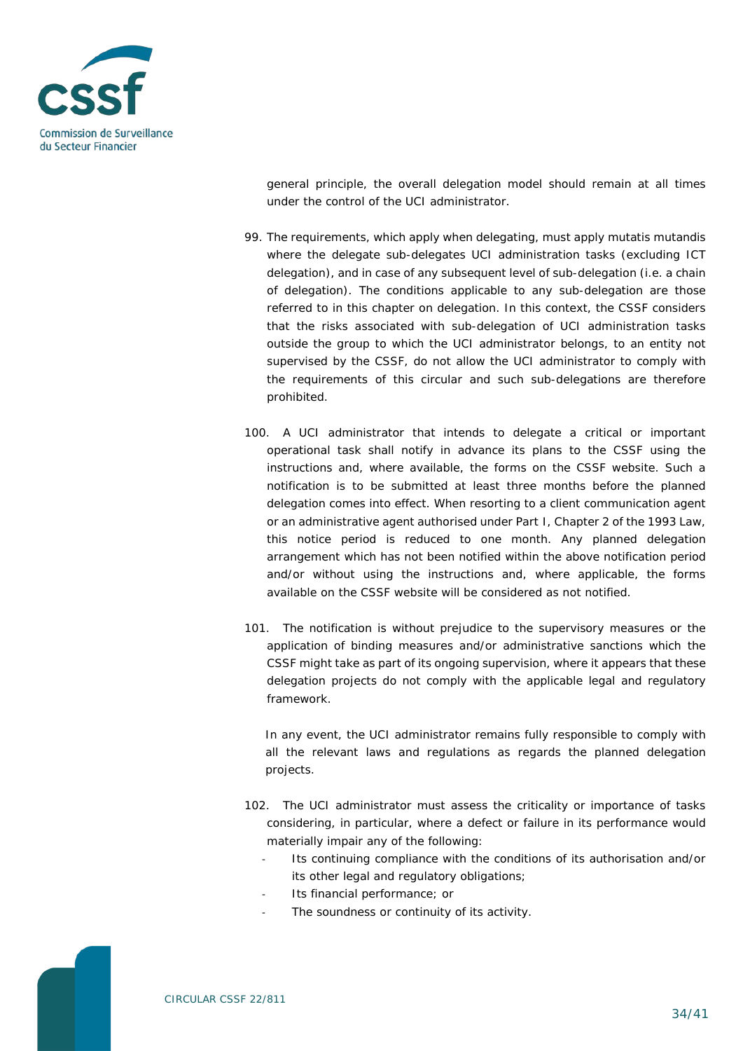general principle, the overall delegation model should remain at all times under the control of the UCI administrator.

99. The requirements, which apply when delegating, must apply mutatis mutandis where the delegate sub-delegates UCI administration tasks (excluding ICT delegation), and in case of any subsequent level of sub-delegation (i.e. a chain of delegation). The conditions applicable to any sub-delegation are those referred to in this chapter on delegation. In this context, the CSSF considers that the risks associated with sub-delegation of UCI administration tasks outside the group to which the UCI administrator belongs, to an entity not supervised by the CSSF, do not allow the UCI administrator to comply with the requirements of this circular and such sub-delegations are therefore prohibited.

100. A UCI administrator that intends to delegate a critical or important operational task shall notify in advance its plans to the CSSF using the instructions and, where available, the forms on the CSSF website. Such a notification is to be submitted at least three months before the planned delegation comes into effect. When resorting to a client communication agent or an administrative agent authorised under Part I, Chapter 2 of the 1993 Law, this notice period is reduced to one month. Any planned delegation arrangement which has not been notified within the above notification period and/or without using the instructions and, where applicable, the forms available on the CSSF website will be considered as not notified.

101. The notification is without prejudice to the supervisory measures or the application of binding measures and/or administrative sanctions which the CSSF might take as part of its ongoing supervision, where it appears that these delegation projects do not comply with the applicable legal and regulatory framework.

In any event, the UCI administrator remains fully responsible to comply with all the relevant laws and regulations as regards the planned delegation projects.

102. The UCI administrator must assess the criticality or importance of tasks considering, in particular, where a defect or failure in its performance would materially impair any of the following:
- Its continuing compliance with the conditions of its authorisation and/or its other legal and regulatory obligations;
- Its financial performance; or
- The soundness or continuity of its activity.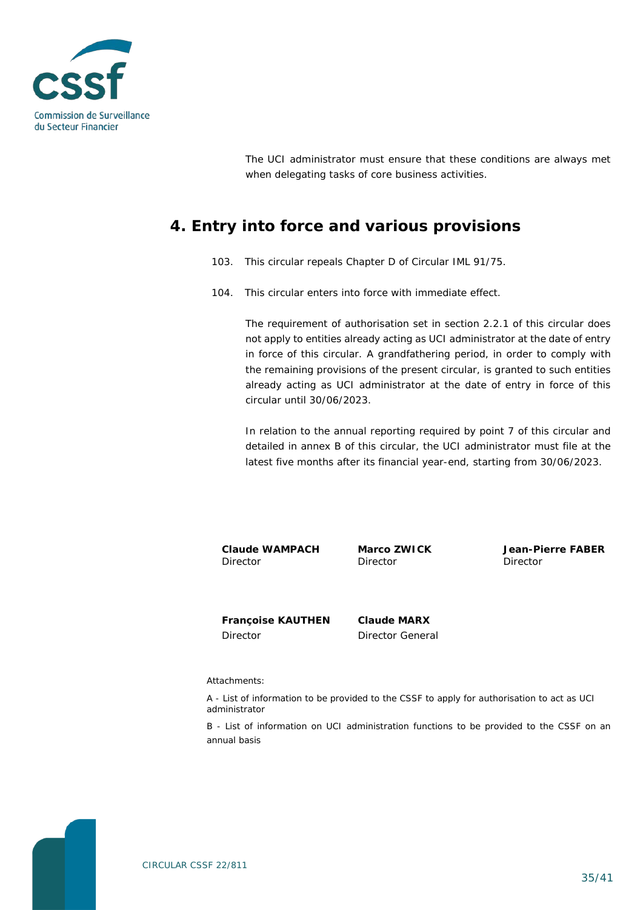The UCI administrator must ensure that these conditions are always met when delegating tasks of core business activities.

## 4. Entry into force and various provisions

103. This circular repeals Chapter D of Circular IML 91/75.

104. This circular enters into force with immediate effect.

The requirement of authorisation set in section 2.2.1 of this circular does not apply to entities already acting as UCI administrator at the date of entry in force of this circular. A grandfathering period, in order to comply with the remaining provisions of the present circular, is granted to such entities already acting as UCI administrator at the date of entry in force of this circular until 30/06/2023.

In relation to the annual reporting required by point 7 of this circular and detailed in annex B of this circular, the UCI administrator must file at the latest five months after its financial year-end, starting from 30/06/2023.

**Claude WAMPACH**
Director

**Marco ZWICK**
Director

**Jean-Pierre FABER**
Director

**Françoise KAUTHEN**
Director

**Claude MARX**
Director General

Attachments:

A - List of information to be provided to the CSSF to apply for authorisation to act as UCI administrator

B - List of information on UCI administration functions to be provided to the CSSF on an annual basis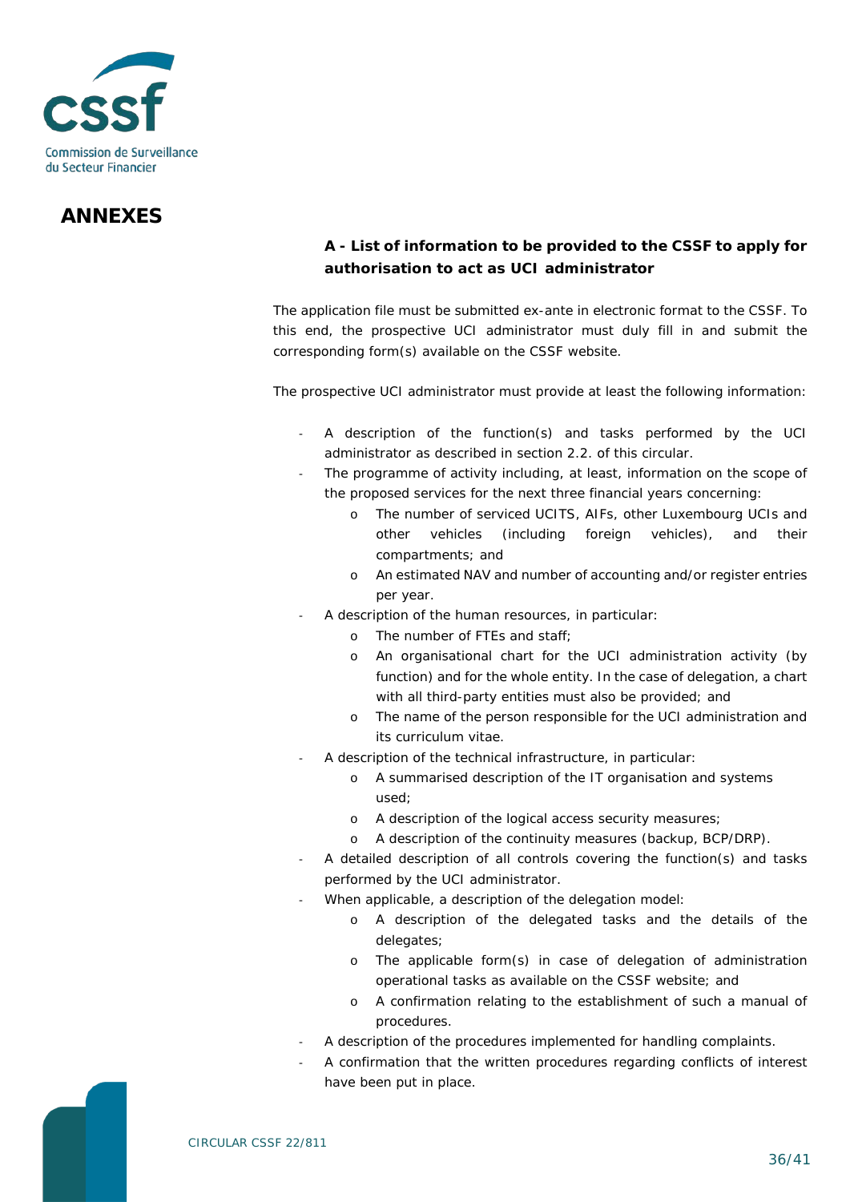# ANNEXES

## A - List of information to be provided to the CSSF to apply for authorisation to act as UCI administrator

The application file must be submitted ex-ante in electronic format to the CSSF. To this end, the prospective UCI administrator must duly fill in and submit the corresponding form(s) available on the CSSF website.

The prospective UCI administrator must provide at least the following information:

- A description of the function(s) and tasks performed by the UCI administrator as described in section 2.2. of this circular.
- The programme of activity including, at least, information on the scope of the proposed services for the next three financial years concerning:
  - The number of serviced UCITS, AIFs, other Luxembourg UCIs and other vehicles (including foreign vehicles), and their compartments; and
  - An estimated NAV and number of accounting and/or register entries per year.
- A description of the human resources, in particular:
  - The number of FTEs and staff;
  - An organisational chart for the UCI administration activity (by function) and for the whole entity. In the case of delegation, a chart with all third-party entities must also be provided; and
  - The name of the person responsible for the UCI administration and its curriculum vitae.
- A description of the technical infrastructure, in particular:
  - A summarised description of the IT organisation and systems used;
  - A description of the logical access security measures;
  - A description of the continuity measures (backup, BCP/DRP).
- A detailed description of all controls covering the function(s) and tasks performed by the UCI administrator.
- When applicable, a description of the delegation model:
  - A description of the delegated tasks and the details of the delegates;
  - The applicable form(s) in case of delegation of administration operational tasks as available on the CSSF website; and
  - A confirmation relating to the establishment of such a manual of procedures.
- A description of the procedures implemented for handling complaints.
- A confirmation that the written procedures regarding conflicts of interest have been put in place.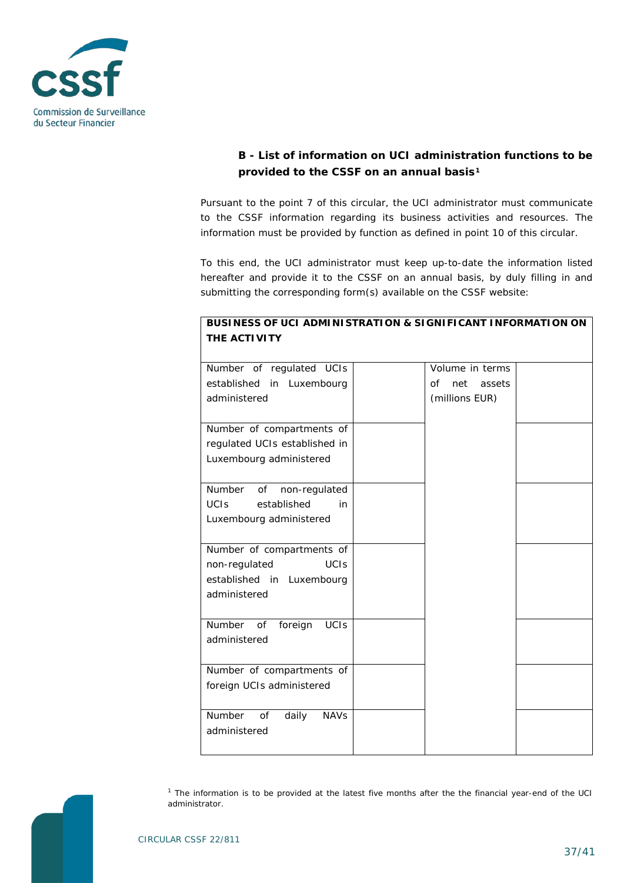### B - List of information on UCI administration functions to be provided to the CSSF on an annual basis[1]

Pursuant to the point 7 of this circular, the UCI administrator must communicate to the CSSF information regarding its business activities and resources. The information must be provided by function as defined in point 10 of this circular.

To this end, the UCI administrator must keep up-to-date the information listed hereafter and provide it to the CSSF on an annual basis, by duly filling in and submitting the corresponding form(s) available on the CSSF website:

| **BUSINESS OF UCI ADMINISTRATION & SIGNIFICANT INFORMATION ON THE ACTIVITY** | | | |
|---|---|---|---|
| Number of regulated UCIs established in Luxembourg administered | | Volume in terms of net assets (millions EUR) | |
| Number of compartments of regulated UCIs established in Luxembourg administered | | | |
| Number of non-regulated UCIs established in Luxembourg administered | | | |
| Number of compartments of non-regulated UCIs established in Luxembourg administered | | | |
| Number of foreign UCIs administered | | | |
| Number of compartments of foreign UCIs administered | | | |
| Number of daily NAVs administered | | | |

[1] The information is to be provided at the latest five months after the the financial year-end of the UCI administrator.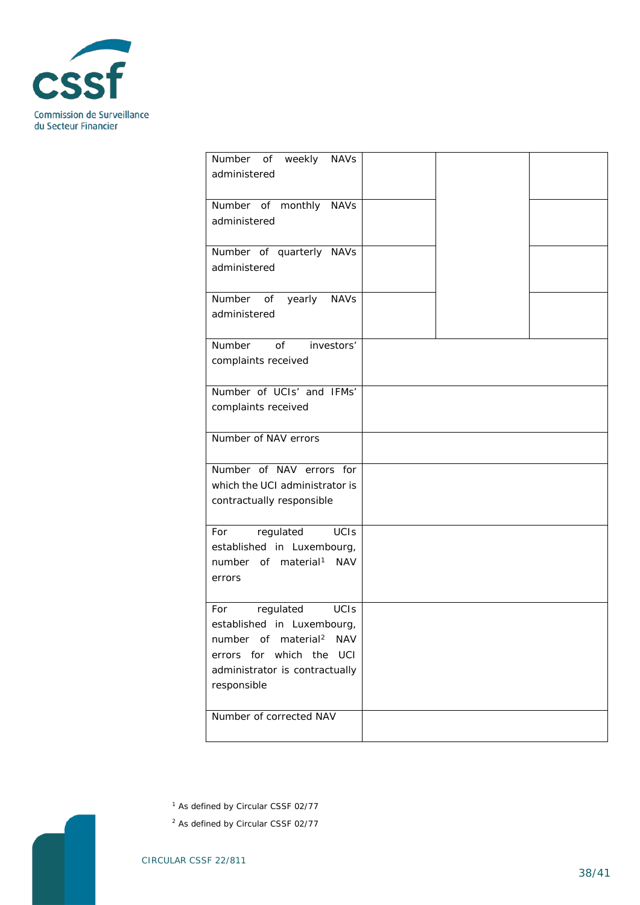| | | | |
|---|---|---|---|
| Number of weekly NAVs administered | | | |
| Number of monthly NAVs administered | | | |
| Number of quarterly NAVs administered | | | |
| Number of yearly NAVs administered | | | |
| Number of investors' complaints received | | | |
| Number of UCIs' and IFMs' complaints received | | | |
| Number of NAV errors | | | |
| Number of NAV errors for which the UCI administrator is contractually responsible | | | |
| For regulated UCIs established in Luxembourg, number of material[1] NAV errors | | | |
| For regulated UCIs established in Luxembourg, number of material[2] NAV errors for which the UCI administrator is contractually responsible | | | |
| Number of corrected NAV | | | |

[1] As defined by Circular CSSF 02/77

[2] As defined by Circular CSSF 02/77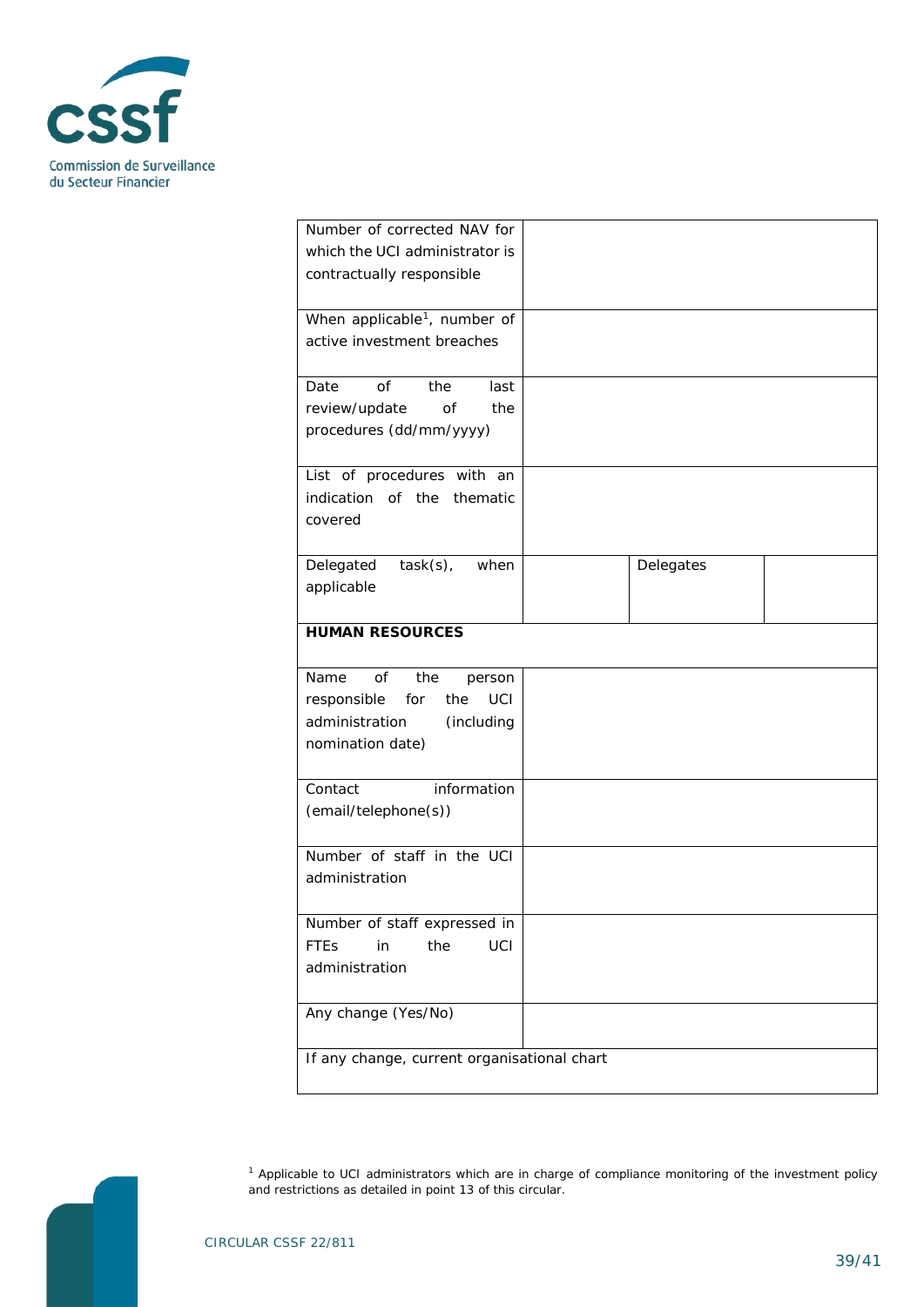| | | | |
|---|---|---|---|
| Number of corrected NAV for which the UCI administrator is contractually responsible | | | |
| When applicable[1], number of active investment breaches | | | |
| Date of the last review/update of the procedures (dd/mm/yyyy) | | | |
| List of procedures with an indication of the thematic covered | | | |
| Delegated task(s), when applicable | | Delegates | |
| **HUMAN RESOURCES** | | | |
| Name of the person responsible for the UCI administration (including nomination date) | | | |
| Contact information (email/telephone(s)) | | | |
| Number of staff in the UCI administration | | | |
| Number of staff expressed in FTEs in the UCI administration | | | |
| Any change (Yes/No) | | | |
| If any change, current organisational chart | | | |

[1] Applicable to UCI administrators which are in charge of compliance monitoring of the investment policy and restrictions as detailed in point 13 of this circular.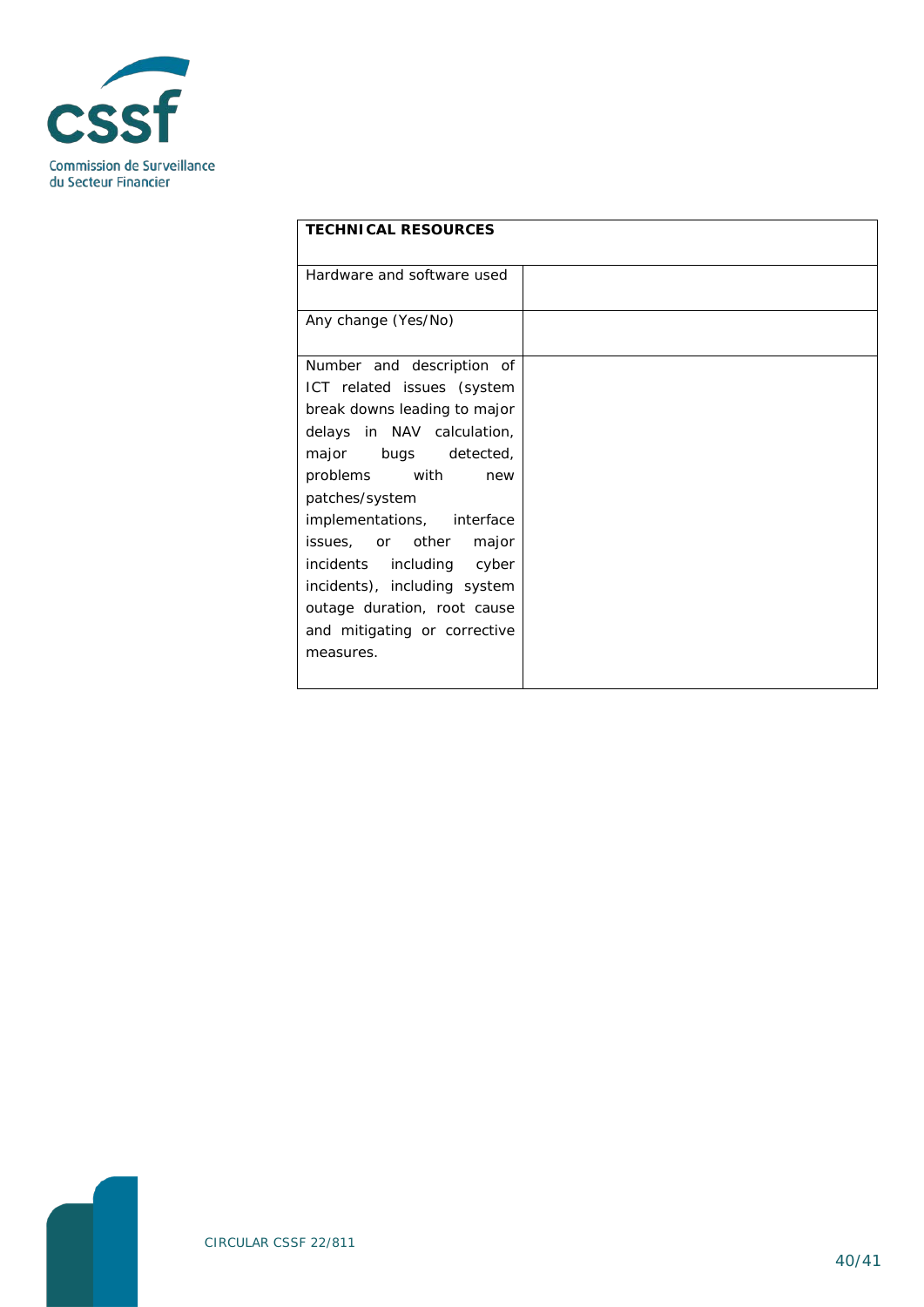| TECHNICAL RESOURCES | |
|---|---|
| Hardware and software used | |
| Any change (Yes/No) | |
| Number and description of ICT related issues (system break downs leading to major delays in NAV calculation, major bugs detected, problems with new patches/system implementations, interface issues, or other major incidents including cyber incidents), including system outage duration, root cause and mitigating or corrective measures. | |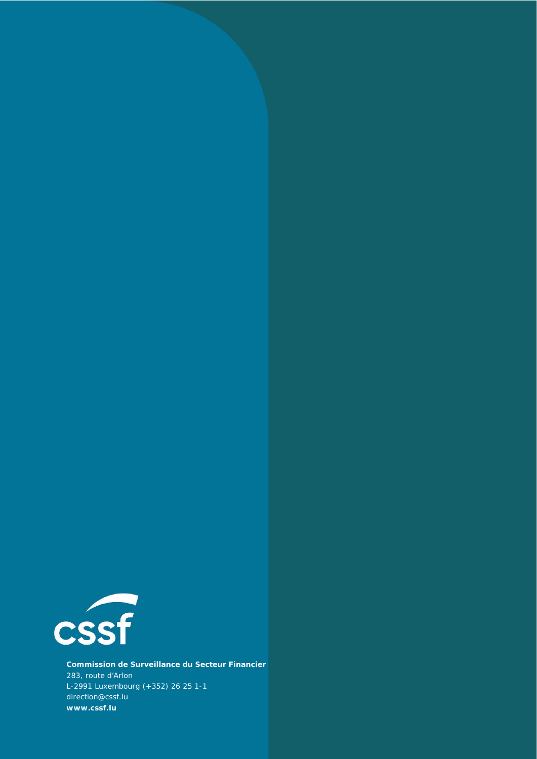cssf

**Commission de Surveillance du Secteur Financier**
283, route d'Arlon
L-2991 Luxembourg (+352) 26 25 1-1
direction@cssf.lu
**www.cssf.lu**